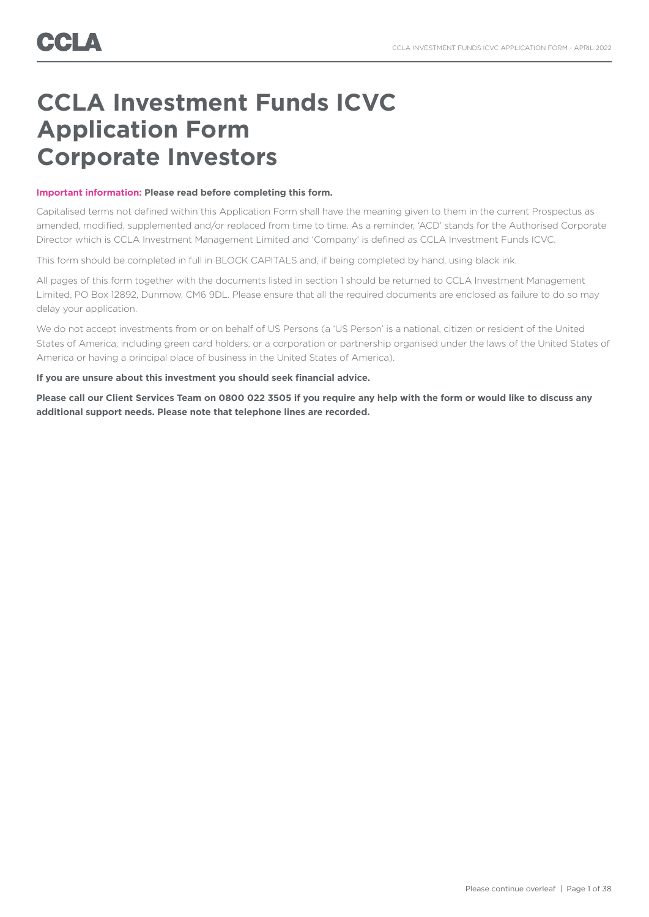# CCLA Investment Funds ICVC Application Form Corporate Investors

**Important information: Please read before completing this form.**

Capitalised terms not defined within this Application Form shall have the meaning given to them in the current Prospectus as amended, modified, supplemented and/or replaced from time to time. As a reminder, 'ACD' stands for the Authorised Corporate Director which is CCLA Investment Management Limited and 'Company' is defined as CCLA Investment Funds ICVC.

This form should be completed in full in BLOCK CAPITALS and, if being completed by hand, using black ink.

All pages of this form together with the documents listed in section 1 should be returned to CCLA Investment Management Limited, PO Box 12892, Dunmow, CM6 9DL. Please ensure that all the required documents are enclosed as failure to do so may delay your application.

We do not accept investments from or on behalf of US Persons (a 'US Person' is a national, citizen or resident of the United States of America, including green card holders, or a corporation or partnership organised under the laws of the United States of America or having a principal place of business in the United States of America).

**If you are unsure about this investment you should seek financial advice.**

**Please call our Client Services Team on 0800 022 3505 if you require any help with the form or would like to discuss any additional support needs. Please note that telephone lines are recorded.**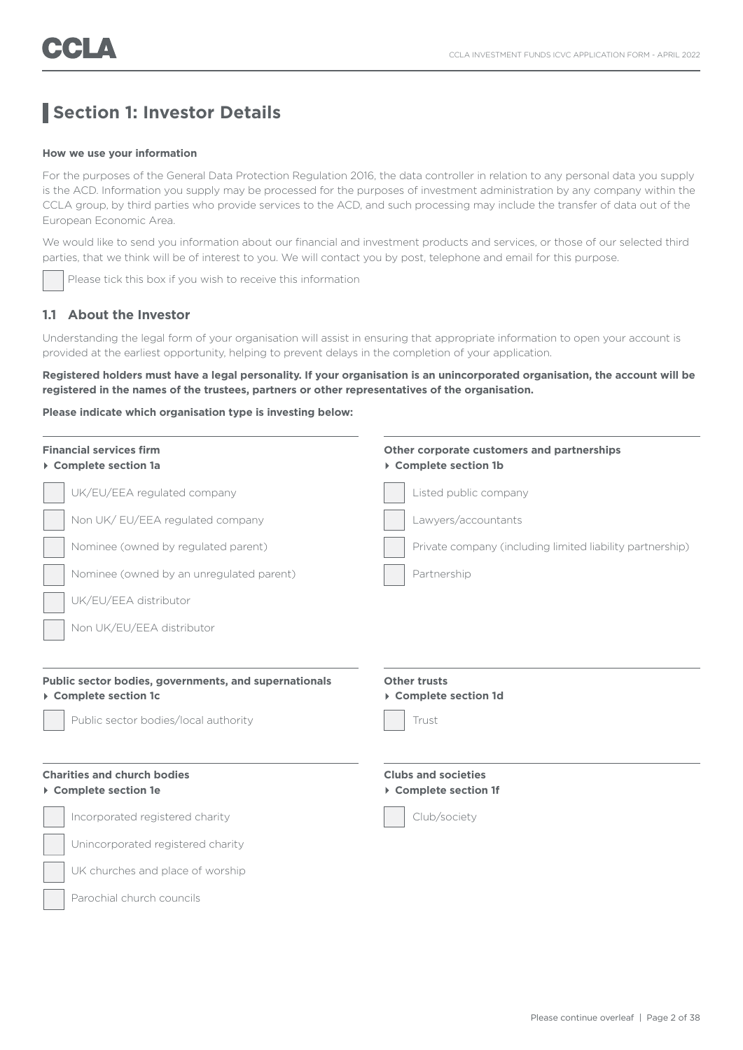## Section 1: Investor Details

**How we use your information**

For the purposes of the General Data Protection Regulation 2016, the data controller in relation to any personal data you supply is the ACD. Information you supply may be processed for the purposes of investment administration by any company within the CCLA group, by third parties who provide services to the ACD, and such processing may include the transfer of data out of the European Economic Area.

We would like to send you information about our financial and investment products and services, or those of our selected third parties, that we think will be of interest to you. We will contact you by post, telephone and email for this purpose.

☐ Please tick this box if you wish to receive this information

### 1.1 About the Investor

Understanding the legal form of your organisation will assist in ensuring that appropriate information to open your account is provided at the earliest opportunity, helping to prevent delays in the completion of your application.

**Registered holders must have a legal personality. If your organisation is an unincorporated organisation, the account will be registered in the names of the trustees, partners or other representatives of the organisation.**

**Please indicate which organisation type is investing below:**

**Financial services firm**
**▸ Complete section 1a**

- ☐ UK/EU/EEA regulated company
- ☐ Non UK/ EU/EEA regulated company
- ☐ Nominee (owned by regulated parent)
- ☐ Nominee (owned by an unregulated parent)
- ☐ UK/EU/EEA distributor
- ☐ Non UK/EU/EEA distributor

**Other corporate customers and partnerships**
**▸ Complete section 1b**

- ☐ Listed public company
- ☐ Lawyers/accountants
- ☐ Private company (including limited liability partnership)
- ☐ Partnership

**Public sector bodies, governments, and supernationals**
**▸ Complete section 1c**

- ☐ Public sector bodies/local authority

**Other trusts**
**▸ Complete section 1d**

- ☐ Trust

**Charities and church bodies**
**▸ Complete section 1e**

- ☐ Incorporated registered charity
- ☐ Unincorporated registered charity
- ☐ UK churches and place of worship
- ☐ Parochial church councils

**Clubs and societies**
**▸ Complete section 1f**

- ☐ Club/society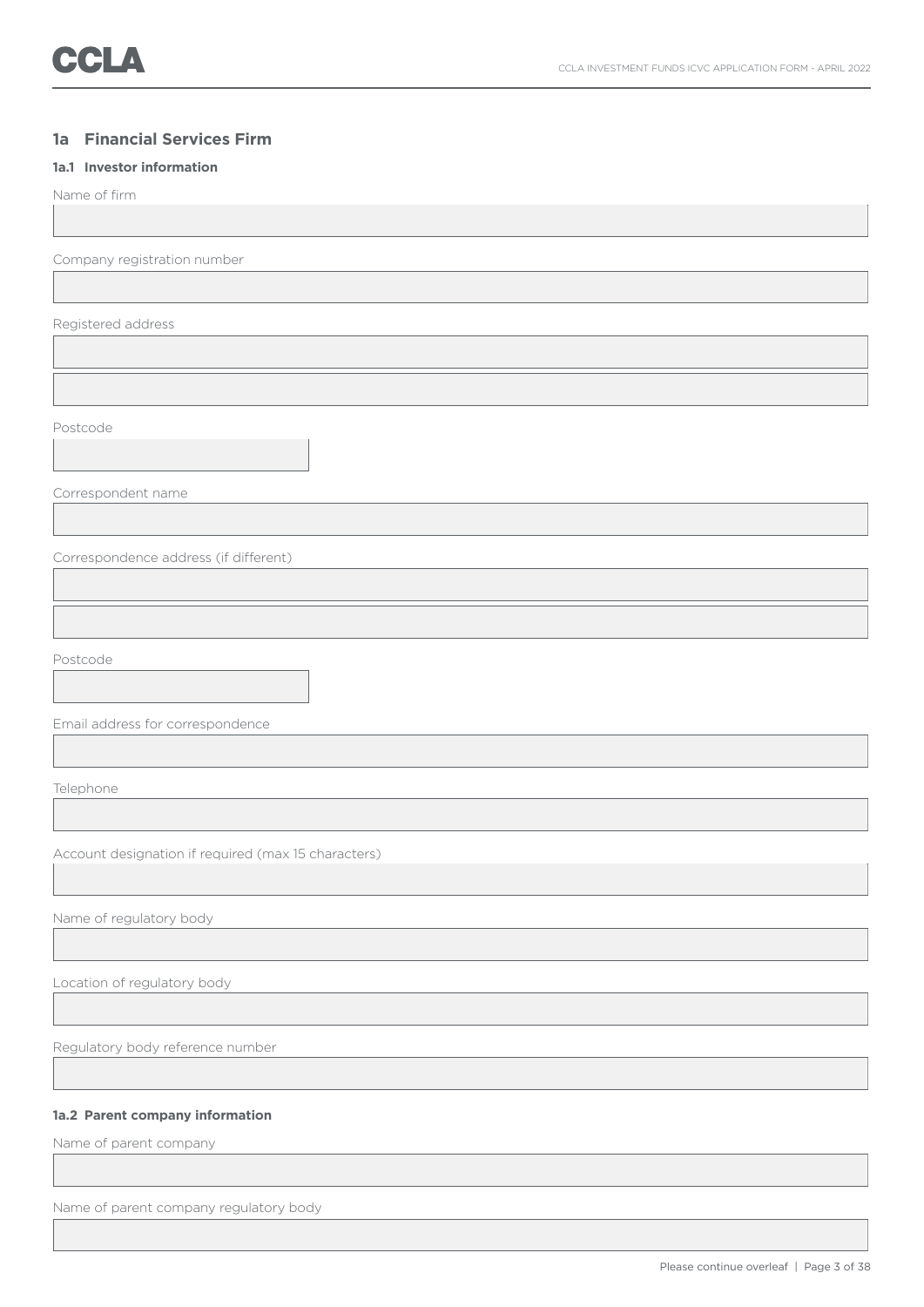## 1a Financial Services Firm

### 1a.1 Investor information

Name of firm

Company registration number

Registered address

Postcode

Correspondent name

Correspondence address (if different)

Postcode

Email address for correspondence

Telephone

Account designation if required (max 15 characters)

Name of regulatory body

Location of regulatory body

Regulatory body reference number

### 1a.2 Parent company information

Name of parent company

Name of parent company regulatory body

Please continue overleaf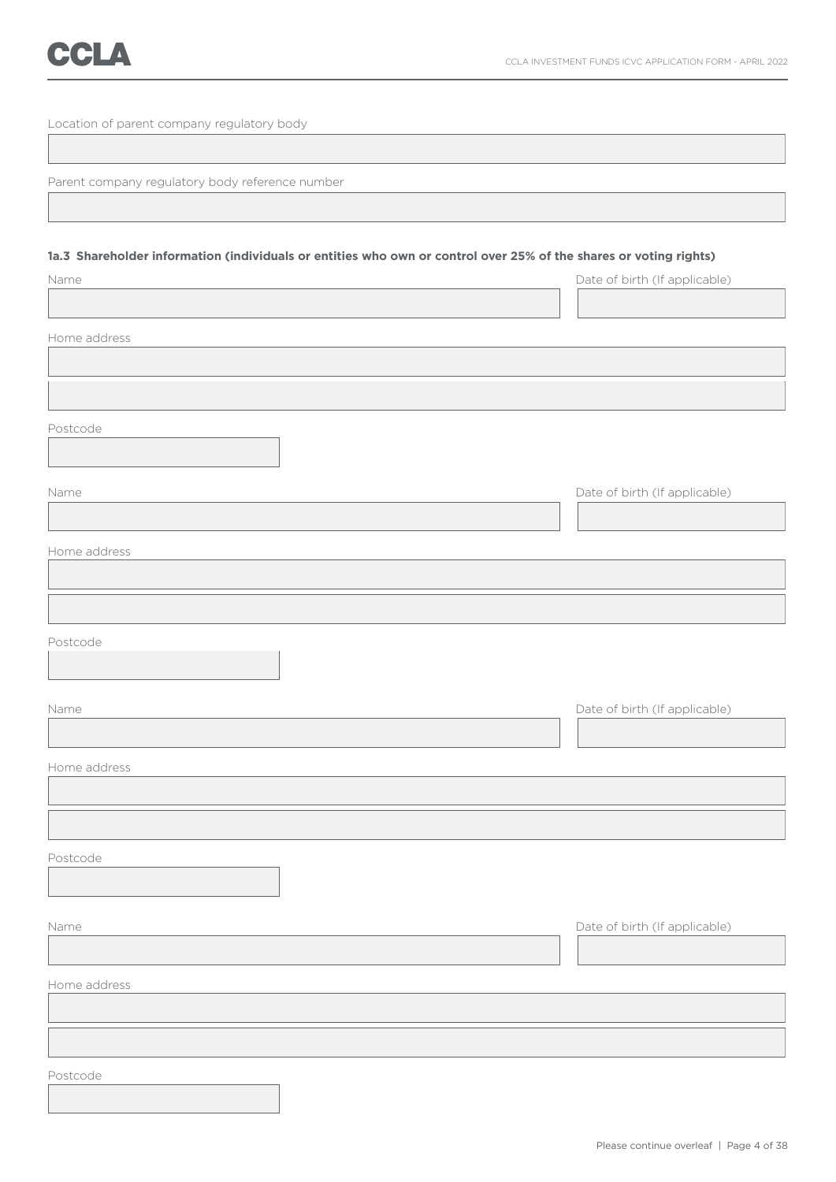Location of parent company regulatory body

Parent company regulatory body reference number

**1a.3 Shareholder information (individuals or entities who own or control over 25% of the shares or voting rights)**

Name

Date of birth (If applicable)

Home address

Postcode

Name

Date of birth (If applicable)

Home address

Postcode

Name

Date of birth (If applicable)

Home address

Postcode

Name

Date of birth (If applicable)

Home address

Postcode

Please continue overleaf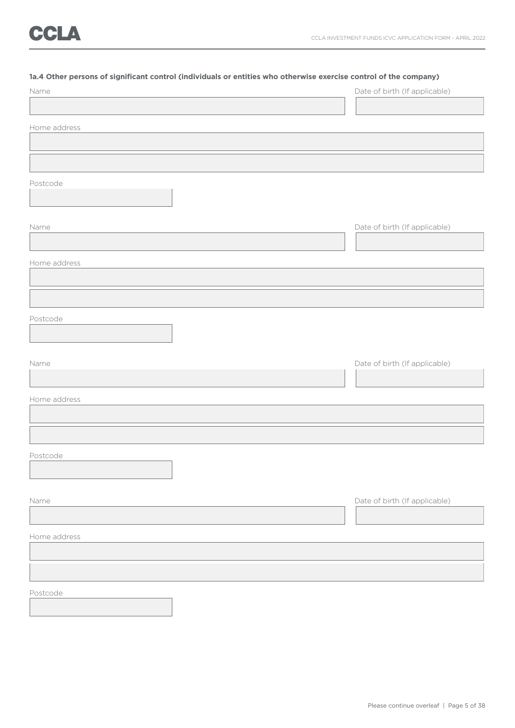**1a.4 Other persons of significant control (individuals or entities who otherwise exercise control of the company)**

Name

Date of birth (If applicable)

Home address

Postcode

Name

Date of birth (If applicable)

Home address

Postcode

Name

Date of birth (If applicable)

Home address

Postcode

Name

Date of birth (If applicable)

Home address

Postcode

Please continue overleaf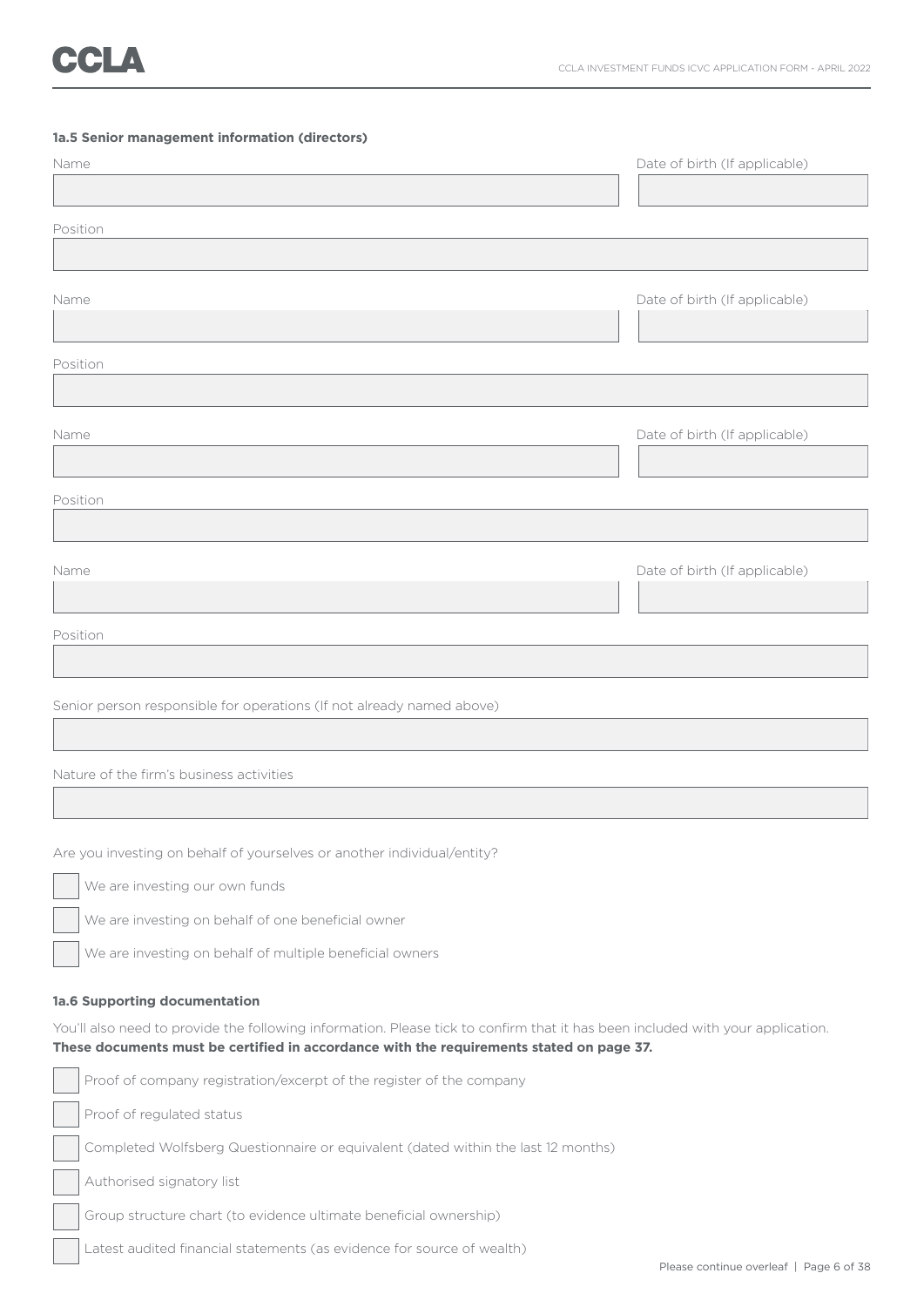### 1a.5 Senior management information (directors)

Name

Date of birth (If applicable)

Position

Name

Date of birth (If applicable)

Position

Name

Date of birth (If applicable)

Position

Name

Date of birth (If applicable)

Position

Senior person responsible for operations (If not already named above)

Nature of the firm's business activities

Are you investing on behalf of yourselves or another individual/entity?

- ☐ We are investing our own funds
- ☐ We are investing on behalf of one beneficial owner
- ☐ We are investing on behalf of multiple beneficial owners

### 1a.6 Supporting documentation

You'll also need to provide the following information. Please tick to confirm that it has been included with your application. **These documents must be certified in accordance with the requirements stated on page 37.**

- ☐ Proof of company registration/excerpt of the register of the company
- ☐ Proof of regulated status
- ☐ Completed Wolfsberg Questionnaire or equivalent (dated within the last 12 months)
- ☐ Authorised signatory list
- ☐ Group structure chart (to evidence ultimate beneficial ownership)
- ☐ Latest audited financial statements (as evidence for source of wealth)

Please continue overleaf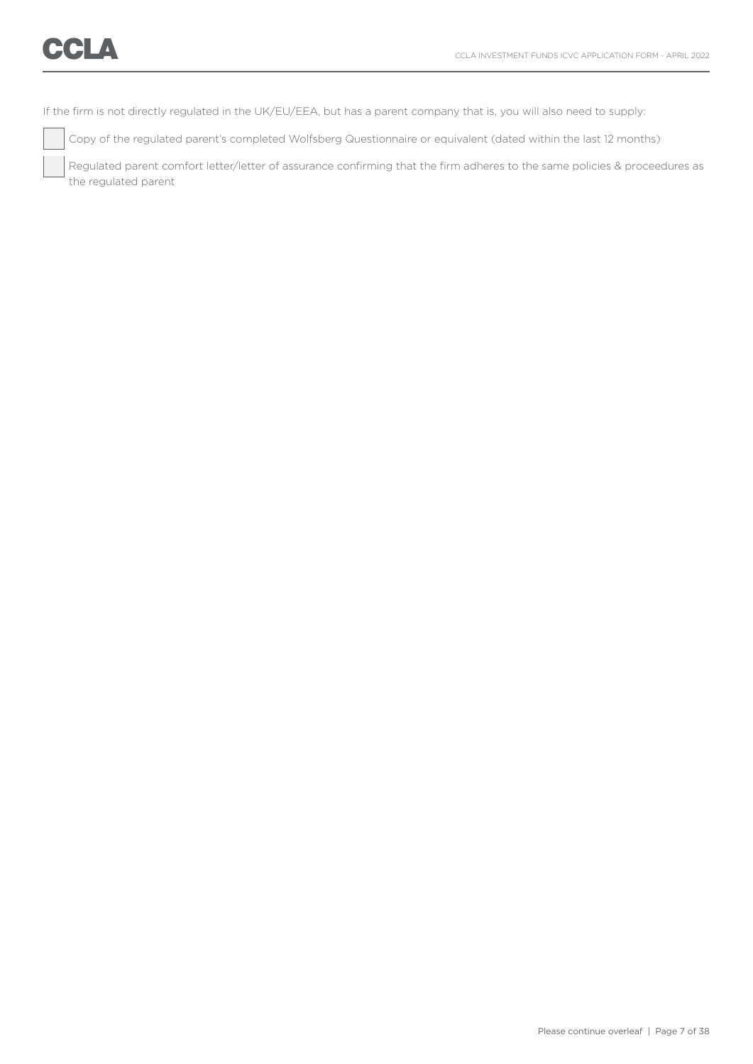If the firm is not directly regulated in the UK/EU/EEA, but has a parent company that is, you will also need to supply:

- [ ] Copy of the regulated parent's completed Wolfsberg Questionnaire or equivalent (dated within the last 12 months)
- [ ] Regulated parent comfort letter/letter of assurance confirming that the firm adheres to the same policies & proceedures as the regulated parent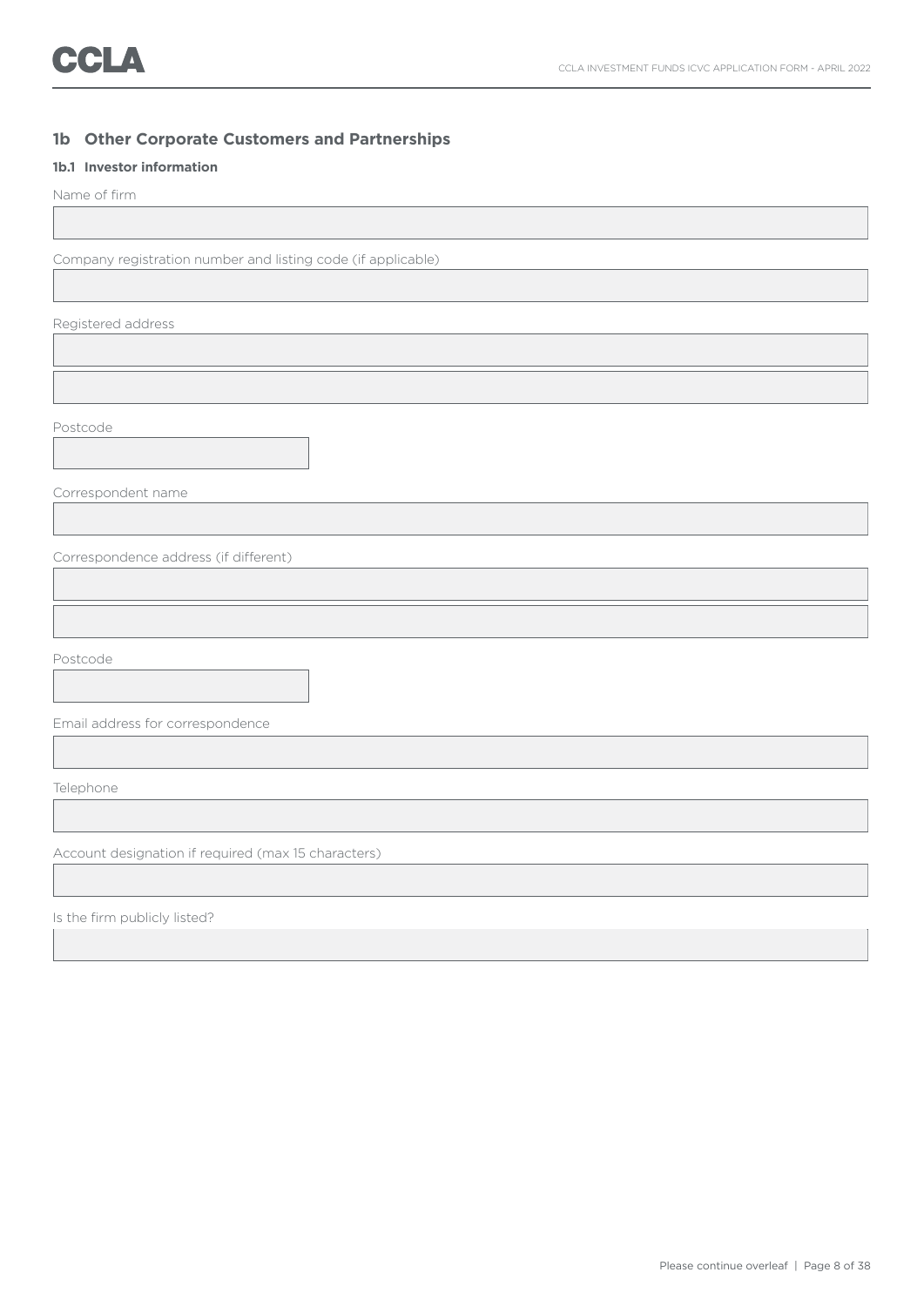## 1b Other Corporate Customers and Partnerships

### 1b.1 Investor information

Name of firm

Company registration number and listing code (if applicable)

Registered address

Postcode

Correspondent name

Correspondence address (if different)

Postcode

Email address for correspondence

Telephone

Account designation if required (max 15 characters)

Is the firm publicly listed?

Please continue overleaf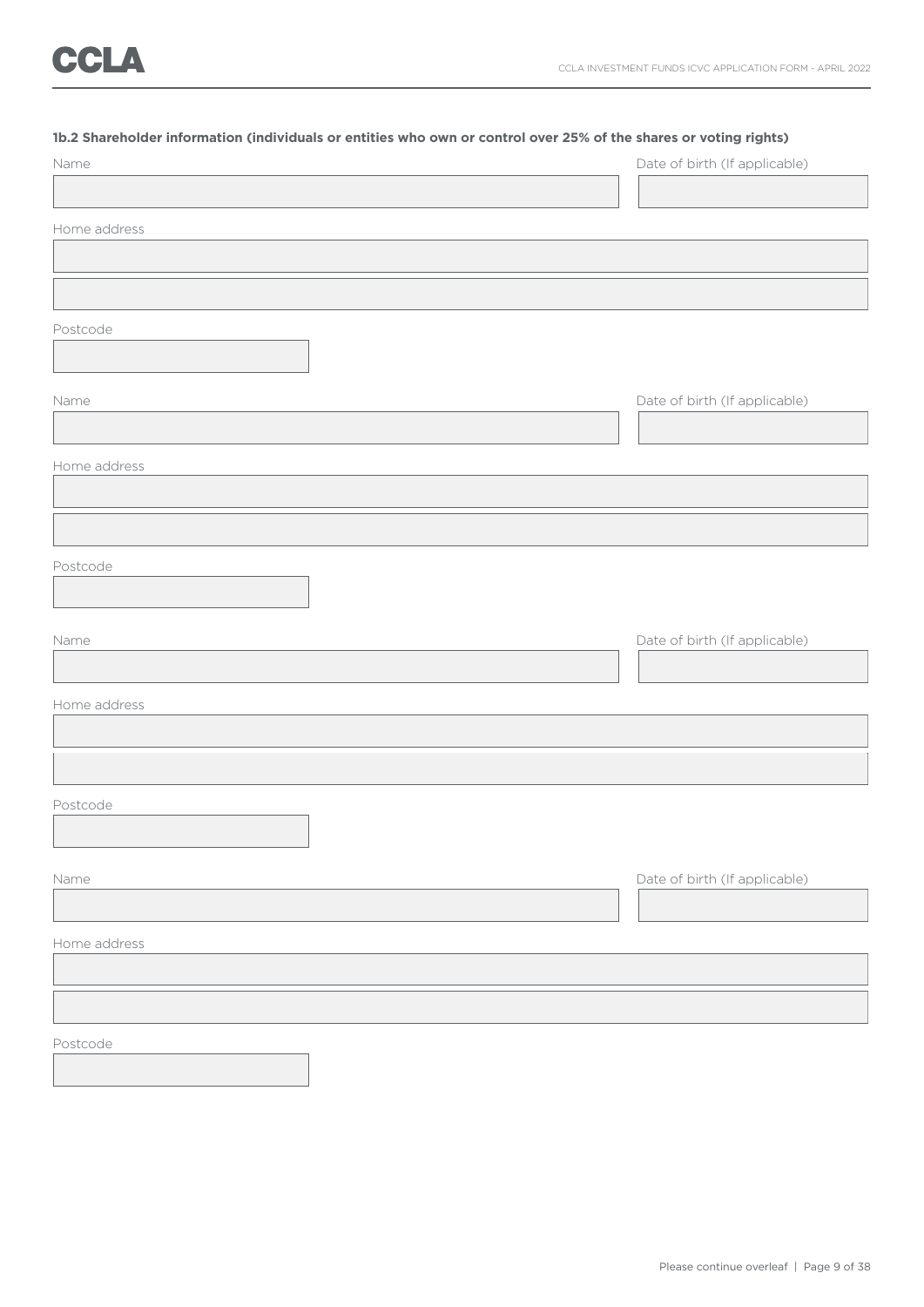**1b.2 Shareholder information (individuals or entities who own or control over 25% of the shares or voting rights)**

Name

Date of birth (If applicable)

Home address

Postcode

Name

Date of birth (If applicable)

Home address

Postcode

Name

Date of birth (If applicable)

Home address

Postcode

Name

Date of birth (If applicable)

Home address

Postcode

Please continue overleaf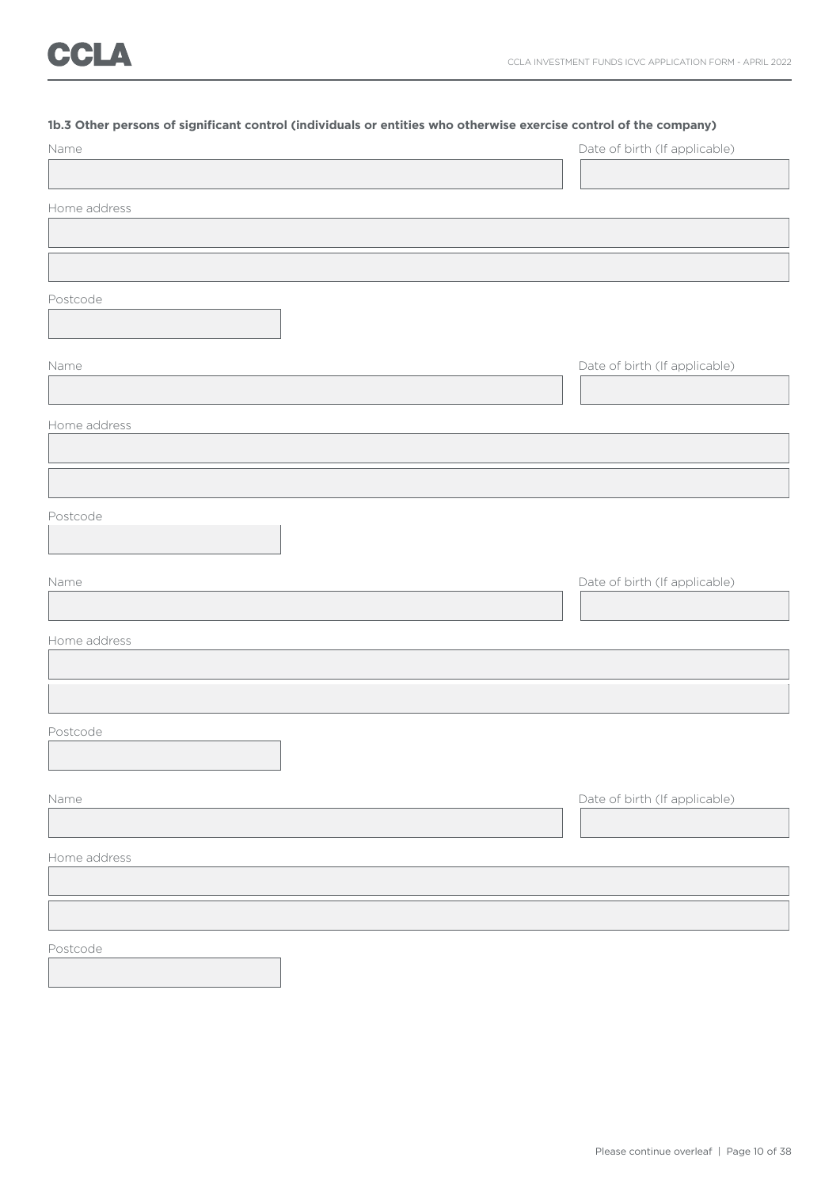**1b.3 Other persons of significant control (individuals or entities who otherwise exercise control of the company)**

Name

Date of birth (If applicable)

Home address

Postcode

Name

Date of birth (If applicable)

Home address

Postcode

Name

Date of birth (If applicable)

Home address

Postcode

Name

Date of birth (If applicable)

Home address

Postcode

Please continue overleaf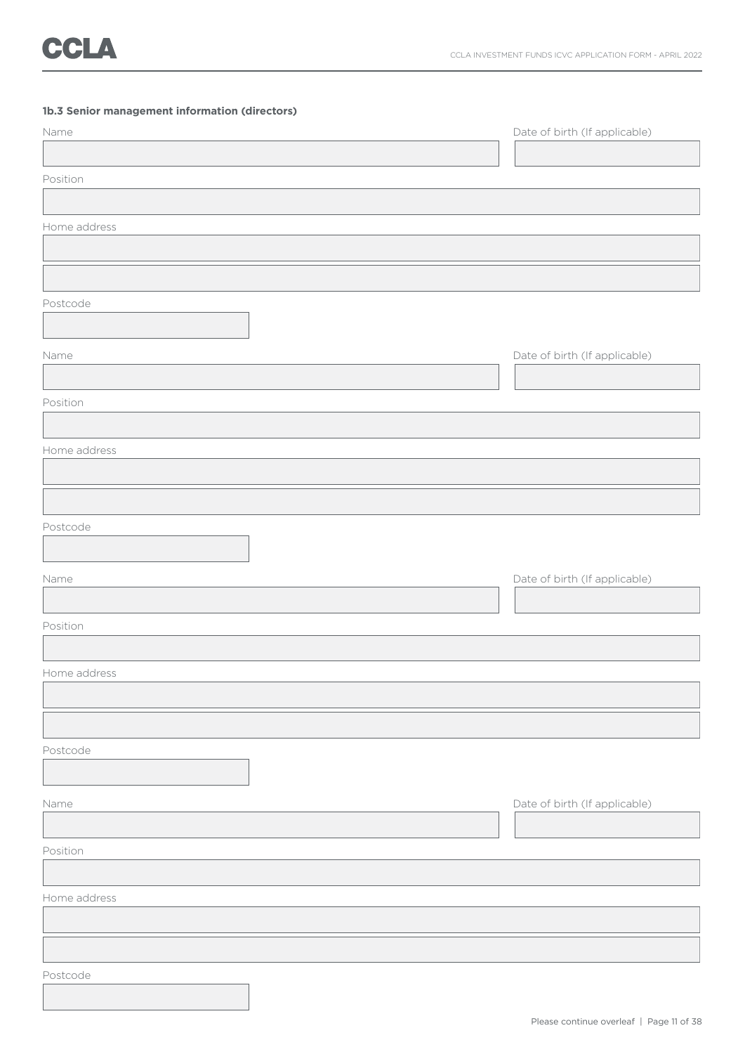### 1b.3 Senior management information (directors)

Name

Date of birth (If applicable)

Position

Home address

Postcode

Name

Date of birth (If applicable)

Position

Home address

Postcode

Name

Date of birth (If applicable)

Position

Home address

Postcode

Name

Date of birth (If applicable)

Position

Home address

Postcode

Please continue overleaf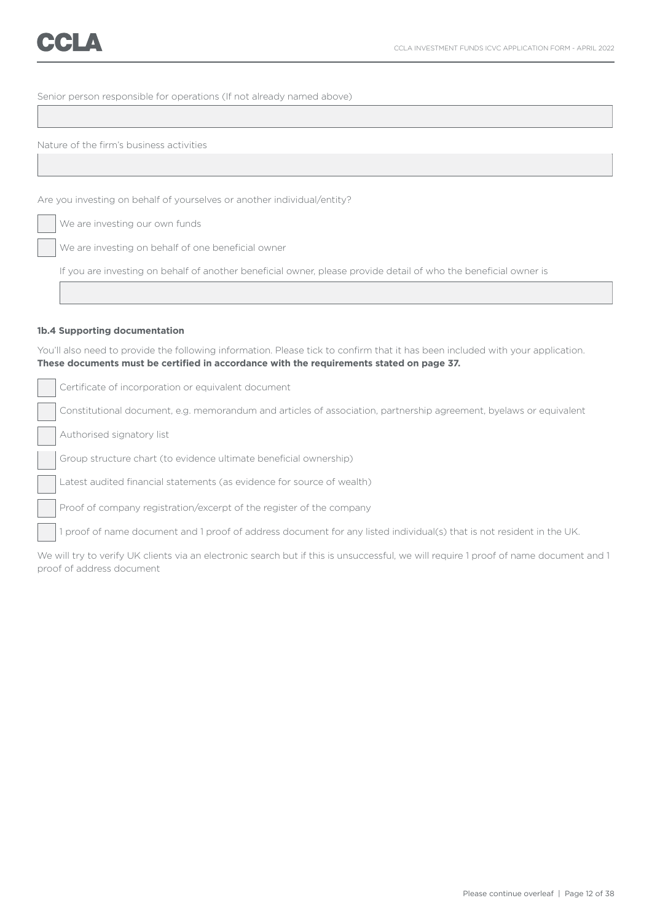Senior person responsible for operations (If not already named above)

Nature of the firm's business activities

Are you investing on behalf of yourselves or another individual/entity?

- [ ] We are investing our own funds
- [ ] We are investing on behalf of one beneficial owner

If you are investing on behalf of another beneficial owner, please provide detail of who the beneficial owner is

#### 1b.4 Supporting documentation

You'll also need to provide the following information. Please tick to confirm that it has been included with your application. **These documents must be certified in accordance with the requirements stated on page 37.**

- [ ] Certificate of incorporation or equivalent document
- [ ] Constitutional document, e.g. memorandum and articles of association, partnership agreement, byelaws or equivalent
- [ ] Authorised signatory list
- [ ] Group structure chart (to evidence ultimate beneficial ownership)
- [ ] Latest audited financial statements (as evidence for source of wealth)
- [ ] Proof of company registration/excerpt of the register of the company
- [ ] 1 proof of name document and 1 proof of address document for any listed individual(s) that is not resident in the UK.

We will try to verify UK clients via an electronic search but if this is unsuccessful, we will require 1 proof of name document and 1 proof of address document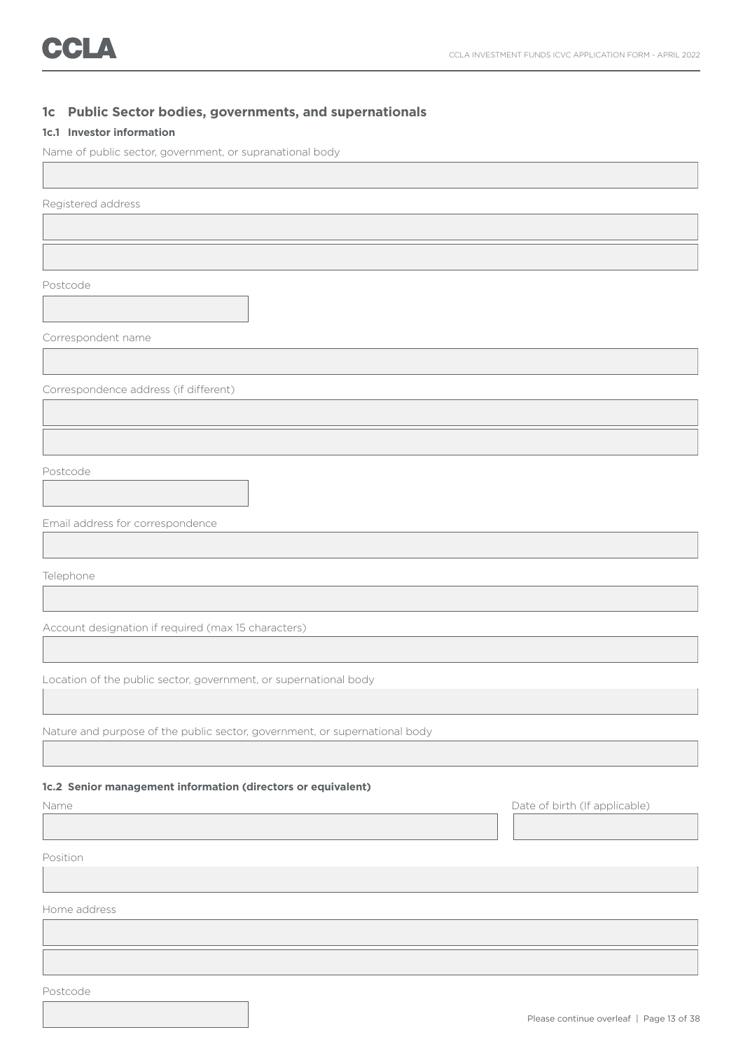## 1c Public Sector bodies, governments, and supernationals

### 1c.1 Investor information

Name of public sector, government, or supranational body

Registered address

Postcode

Correspondent name

Correspondence address (if different)

Postcode

Email address for correspondence

Telephone

Account designation if required (max 15 characters)

Location of the public sector, government, or supernational body

Nature and purpose of the public sector, government, or supernational body

### 1c.2 Senior management information (directors or equivalent)

Name

Date of birth (If applicable)

Position

Home address

Postcode

Please continue overleaf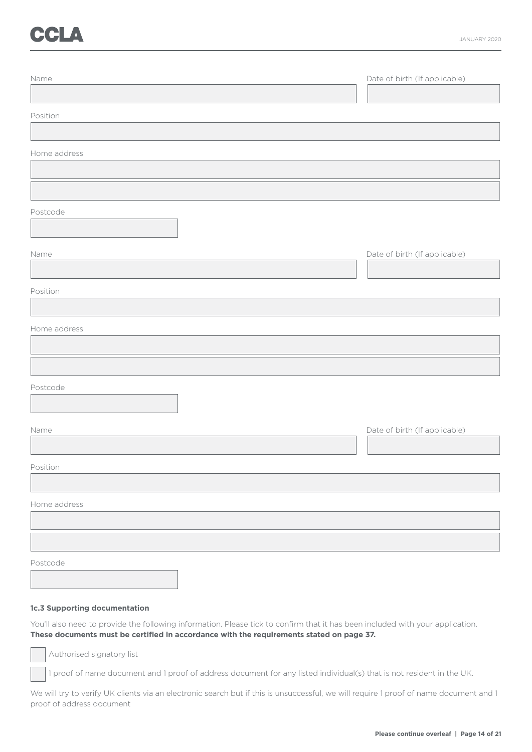Name

Date of birth (If applicable)

Position

Home address

Postcode

Name

Date of birth (If applicable)

Position

Home address

Postcode

Name

Date of birth (If applicable)

Position

Home address

Postcode

### 1c.3 Supporting documentation

You'll also need to provide the following information. Please tick to confirm that it has been included with your application. **These documents must be certified in accordance with the requirements stated on page 37.**

- [ ] Authorised signatory list
- [ ] 1 proof of name document and 1 proof of address document for any listed individual(s) that is not resident in the UK.

We will try to verify UK clients via an electronic search but if this is unsuccessful, we will require 1 proof of name document and 1 proof of address document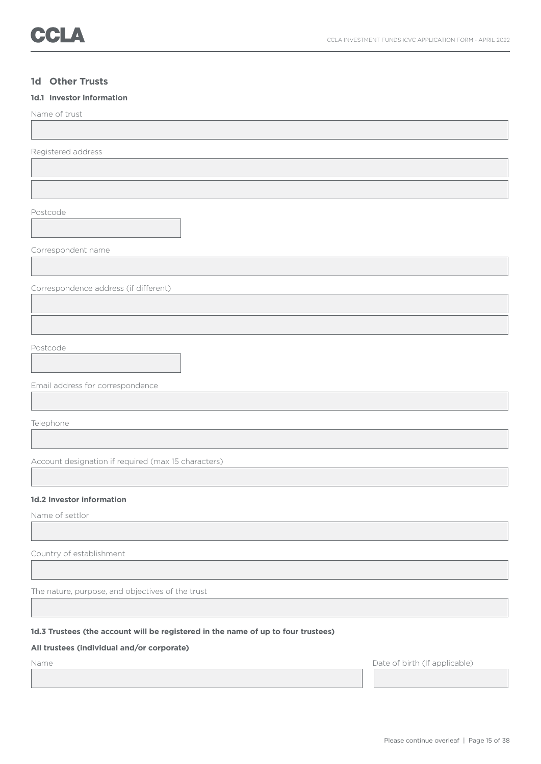## 1d Other Trusts

### 1d.1 Investor information

Name of trust

Registered address

Postcode

Correspondent name

Correspondence address (if different)

Postcode

Email address for correspondence

Telephone

Account designation if required (max 15 characters)

### 1d.2 Investor information

Name of settlor

Country of establishment

The nature, purpose, and objectives of the trust

### 1d.3 Trustees (the account will be registered in the name of up to four trustees)

**All trustees (individual and/or corporate)**

| Name | Date of birth (If applicable) |
| --- | --- |
| | |

Please continue overleaf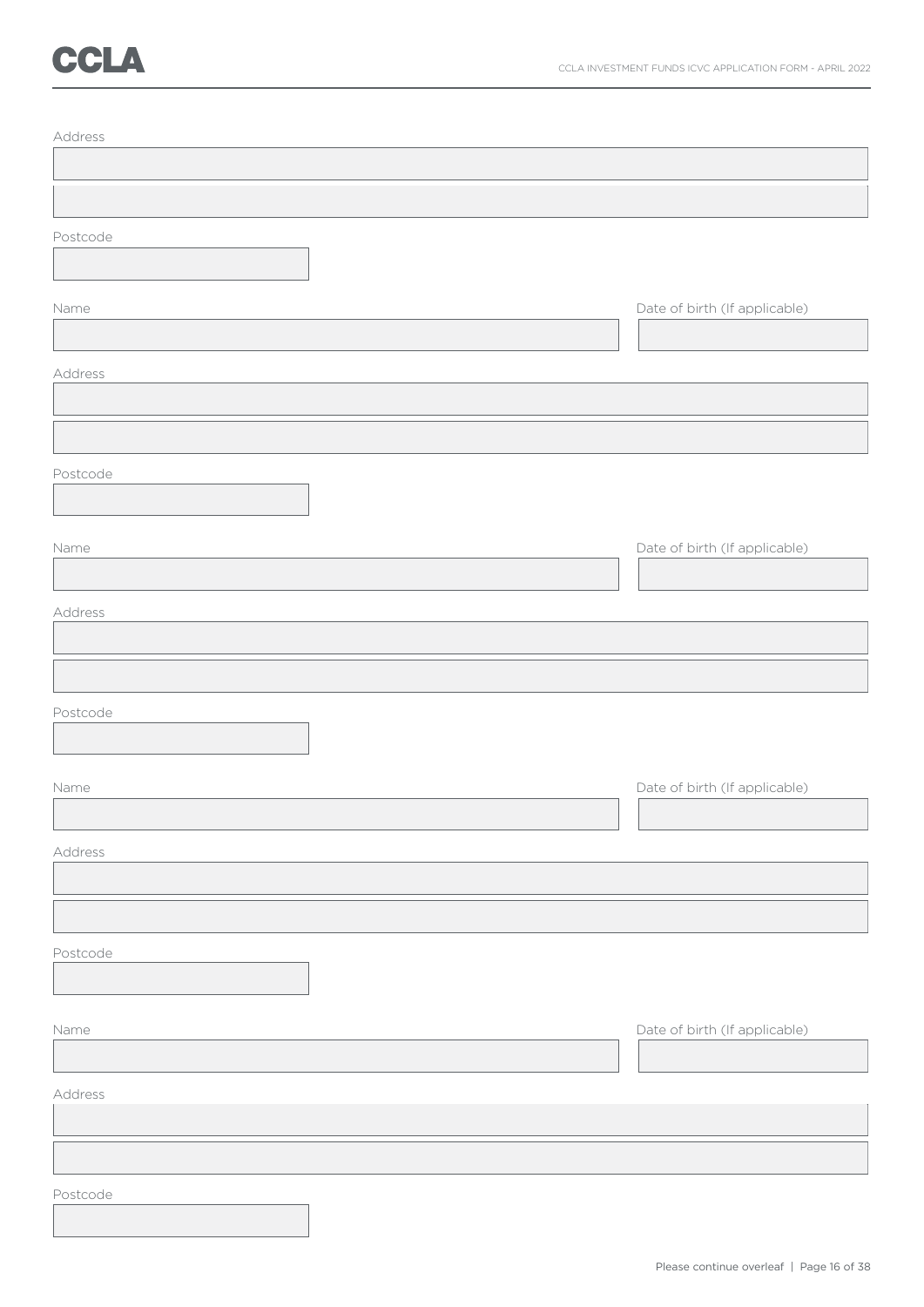Address

Postcode

Name

Date of birth (If applicable)

Address

Postcode

Name

Date of birth (If applicable)

Address

Postcode

Name

Date of birth (If applicable)

Address

Postcode

Name

Date of birth (If applicable)

Address

Postcode

Please continue overleaf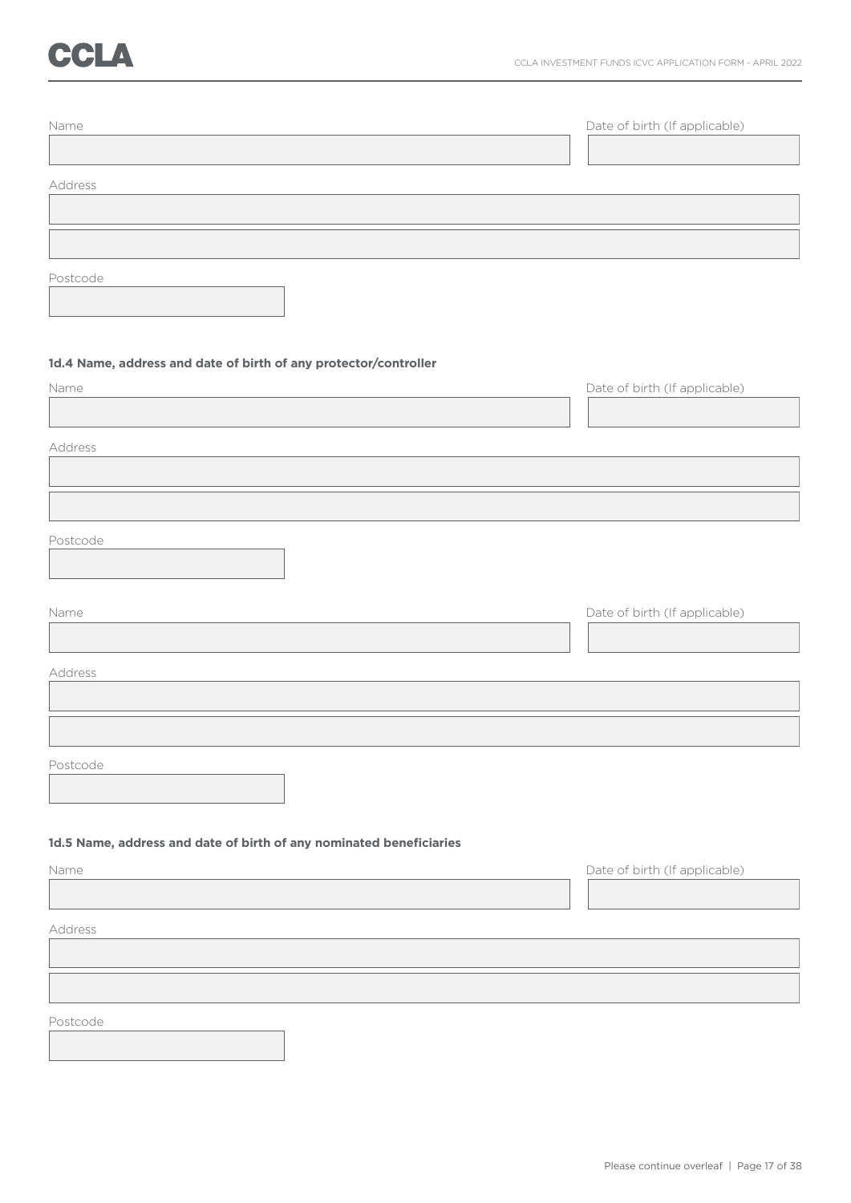Name

Date of birth (If applicable)

Address

Postcode

**1d.4 Name, address and date of birth of any protector/controller**

Name

Date of birth (If applicable)

Address

Postcode

Name

Date of birth (If applicable)

Address

Postcode

**1d.5 Name, address and date of birth of any nominated beneficiaries**

Name

Date of birth (If applicable)

Address

Postcode

Please continue overleaf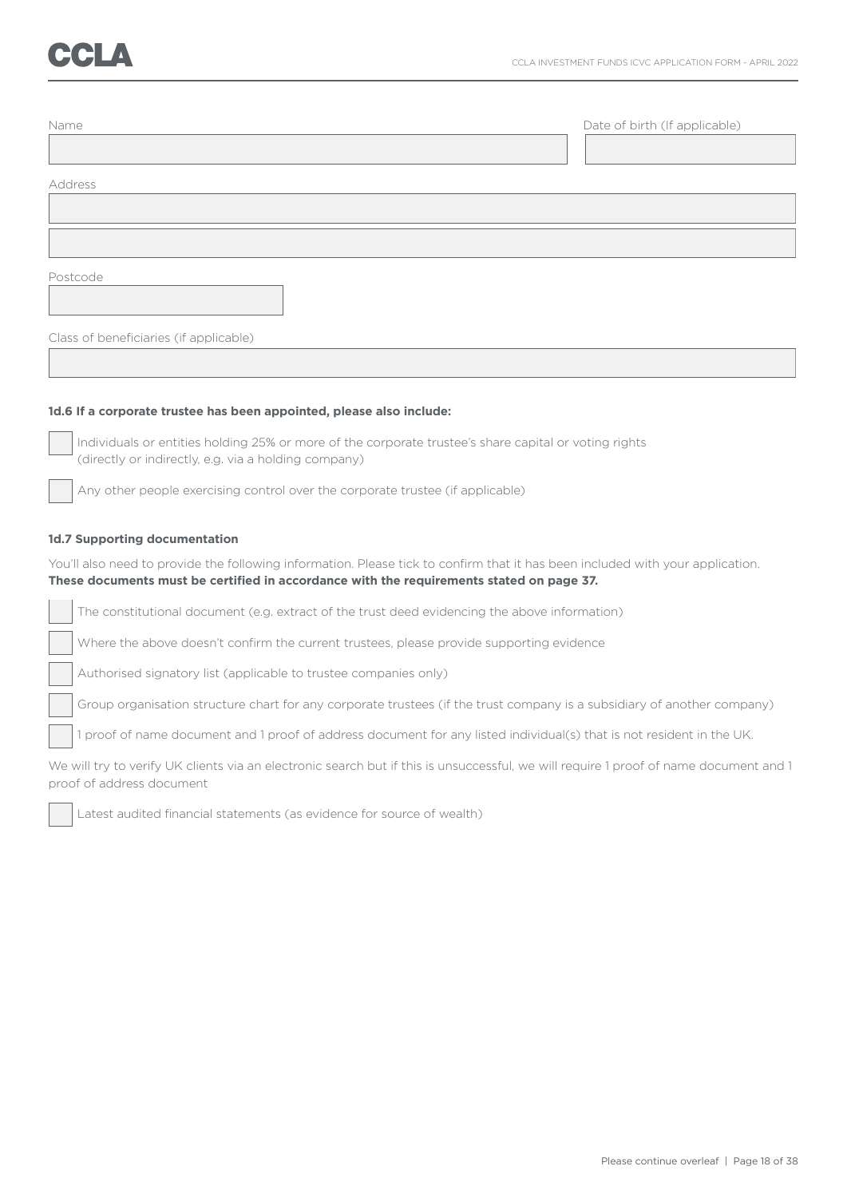Name

Date of birth (If applicable)

Address

Postcode

Class of beneficiaries (if applicable)

**1d.6 If a corporate trustee has been appointed, please also include:**

- ☐ Individuals or entities holding 25% or more of the corporate trustee's share capital or voting rights (directly or indirectly, e.g. via a holding company)
- ☐ Any other people exercising control over the corporate trustee (if applicable)

**1d.7 Supporting documentation**

You'll also need to provide the following information. Please tick to confirm that it has been included with your application. **These documents must be certified in accordance with the requirements stated on page 37.**

- ☐ The constitutional document (e.g. extract of the trust deed evidencing the above information)
- ☐ Where the above doesn't confirm the current trustees, please provide supporting evidence
- ☐ Authorised signatory list (applicable to trustee companies only)
- ☐ Group organisation structure chart for any corporate trustees (if the trust company is a subsidiary of another company)
- ☐ 1 proof of name document and 1 proof of address document for any listed individual(s) that is not resident in the UK.

We will try to verify UK clients via an electronic search but if this is unsuccessful, we will require 1 proof of name document and 1 proof of address document

- ☐ Latest audited financial statements (as evidence for source of wealth)

Please continue overleaf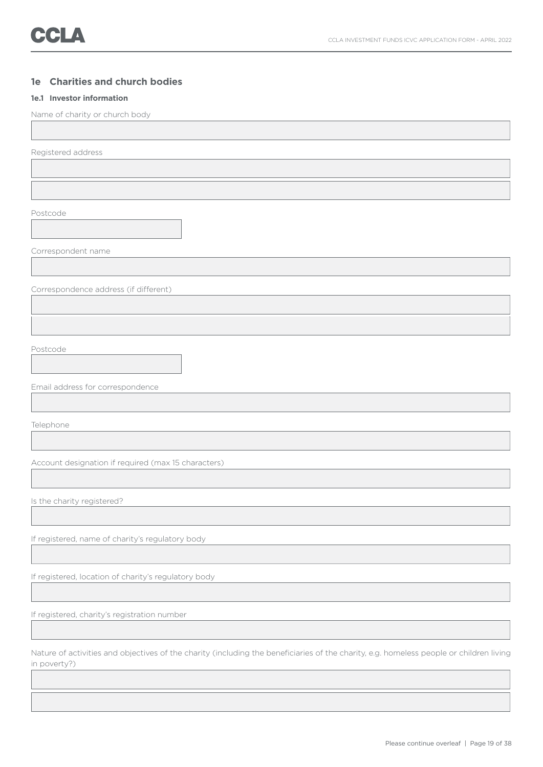## 1e Charities and church bodies

### 1e.1 Investor information

Name of charity or church body

Registered address

Postcode

Correspondent name

Correspondence address (if different)

Postcode

Email address for correspondence

Telephone

Account designation if required (max 15 characters)

Is the charity registered?

If registered, name of charity's regulatory body

If registered, location of charity's regulatory body

If registered, charity's registration number

Nature of activities and objectives of the charity (including the beneficiaries of the charity, e.g. homeless people or children living in poverty?)

Please continue overleaf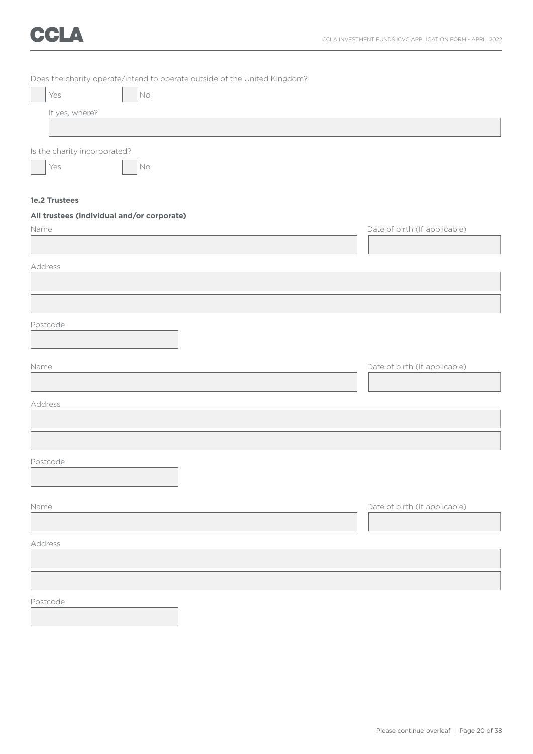Does the charity operate/intend to operate outside of the United Kingdom?

☐ Yes ☐ No

If yes, where?

Is the charity incorporated?

☐ Yes ☐ No

**1e.2 Trustees**

**All trustees (individual and/or corporate)**

Name

Date of birth (If applicable)

Address

Postcode

Name

Date of birth (If applicable)

Address

Postcode

Name

Date of birth (If applicable)

Address

Postcode

Please continue overleaf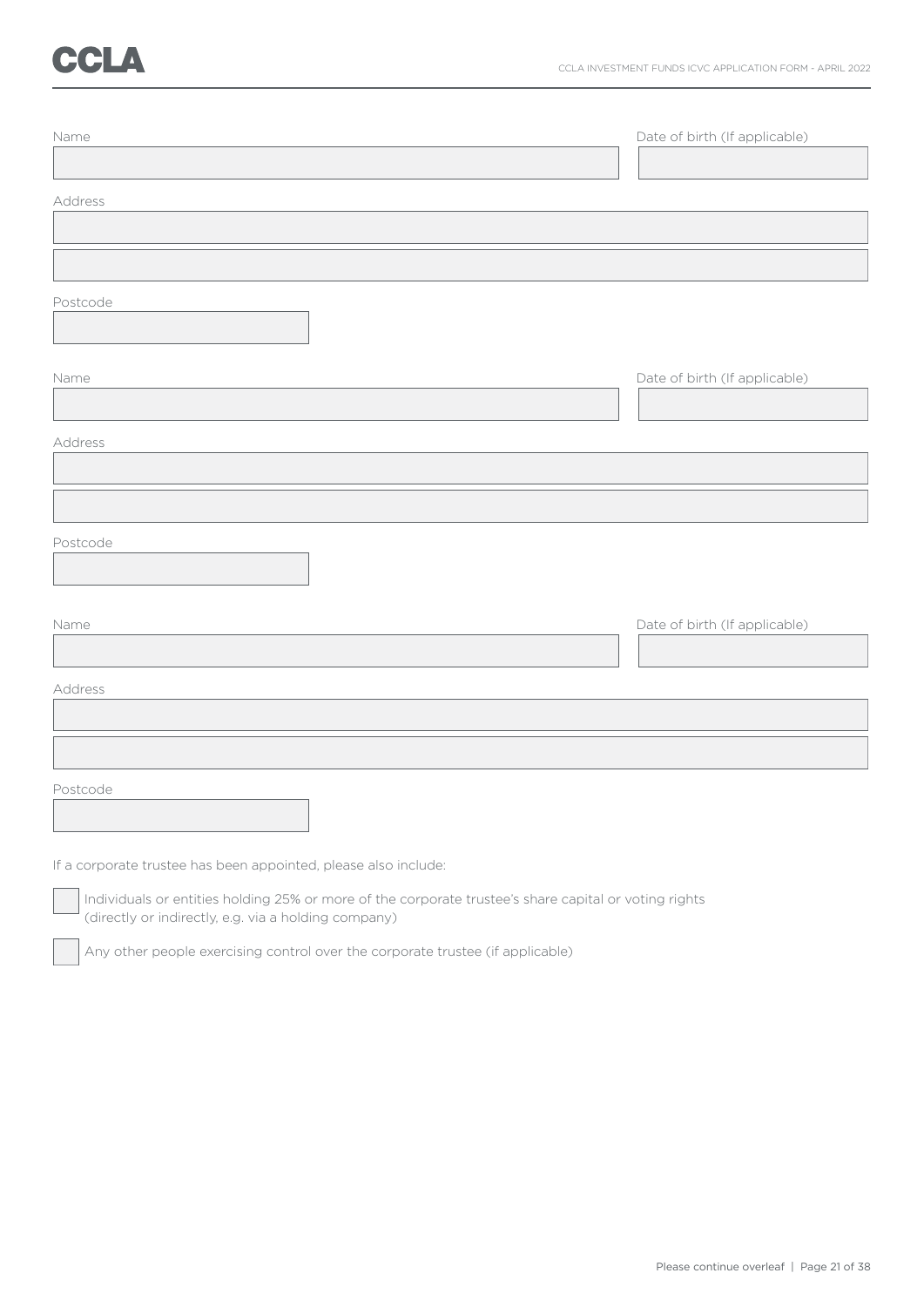Name

Date of birth (If applicable)

Address

Postcode

Name

Date of birth (If applicable)

Address

Postcode

Name

Date of birth (If applicable)

Address

Postcode

If a corporate trustee has been appointed, please also include:

☐ Individuals or entities holding 25% or more of the corporate trustee's share capital or voting rights (directly or indirectly, e.g. via a holding company)

☐ Any other people exercising control over the corporate trustee (if applicable)

Please continue overleaf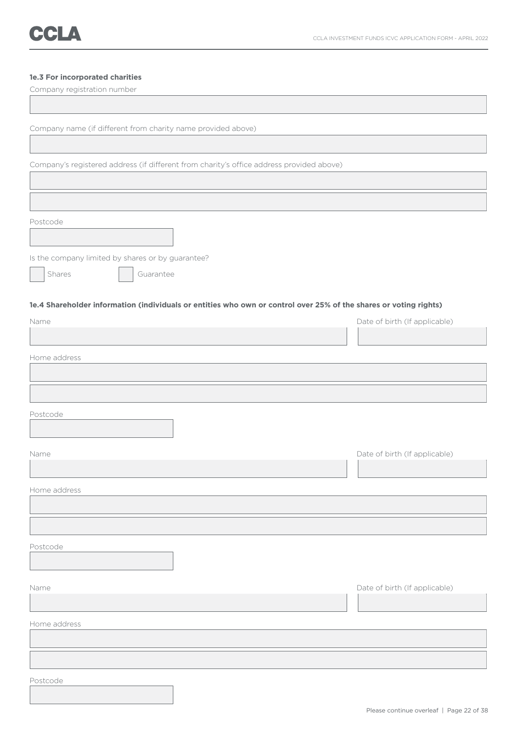### 1e.3 For incorporated charities

Company registration number

Company name (if different from charity name provided above)

Company's registered address (if different from charity's office address provided above)

Postcode

Is the company limited by shares or by guarantee?

☐ Shares ☐ Guarantee

### 1e.4 Shareholder information (individuals or entities who own or control over 25% of the shares or voting rights)

Name

Date of birth (If applicable)

Home address

Postcode

Name

Date of birth (If applicable)

Home address

Postcode

Name

Date of birth (If applicable)

Home address

Postcode

Please continue overleaf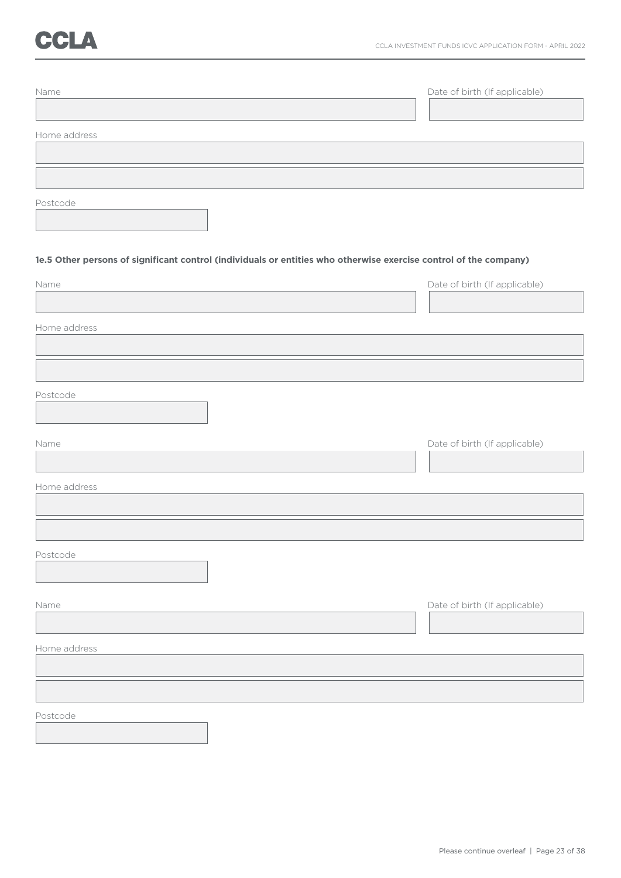Name

Date of birth (If applicable)

Home address

Postcode

**1e.5 Other persons of significant control (individuals or entities who otherwise exercise control of the company)**

Name

Date of birth (If applicable)

Home address

Postcode

Name

Date of birth (If applicable)

Home address

Postcode

Name

Date of birth (If applicable)

Home address

Postcode

Please continue overleaf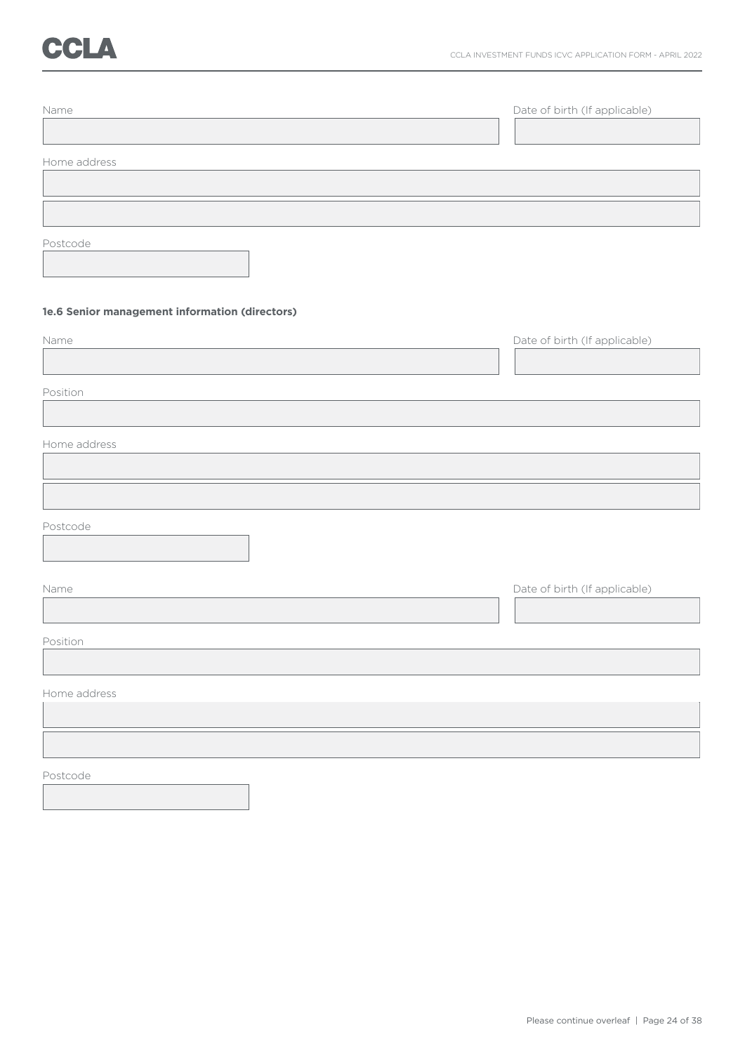Name

Date of birth (If applicable)

Home address

Postcode

**1e.6 Senior management information (directors)**

Name

Date of birth (If applicable)

Position

Home address

Postcode

Name

Date of birth (If applicable)

Position

Home address

Postcode

Please continue overleaf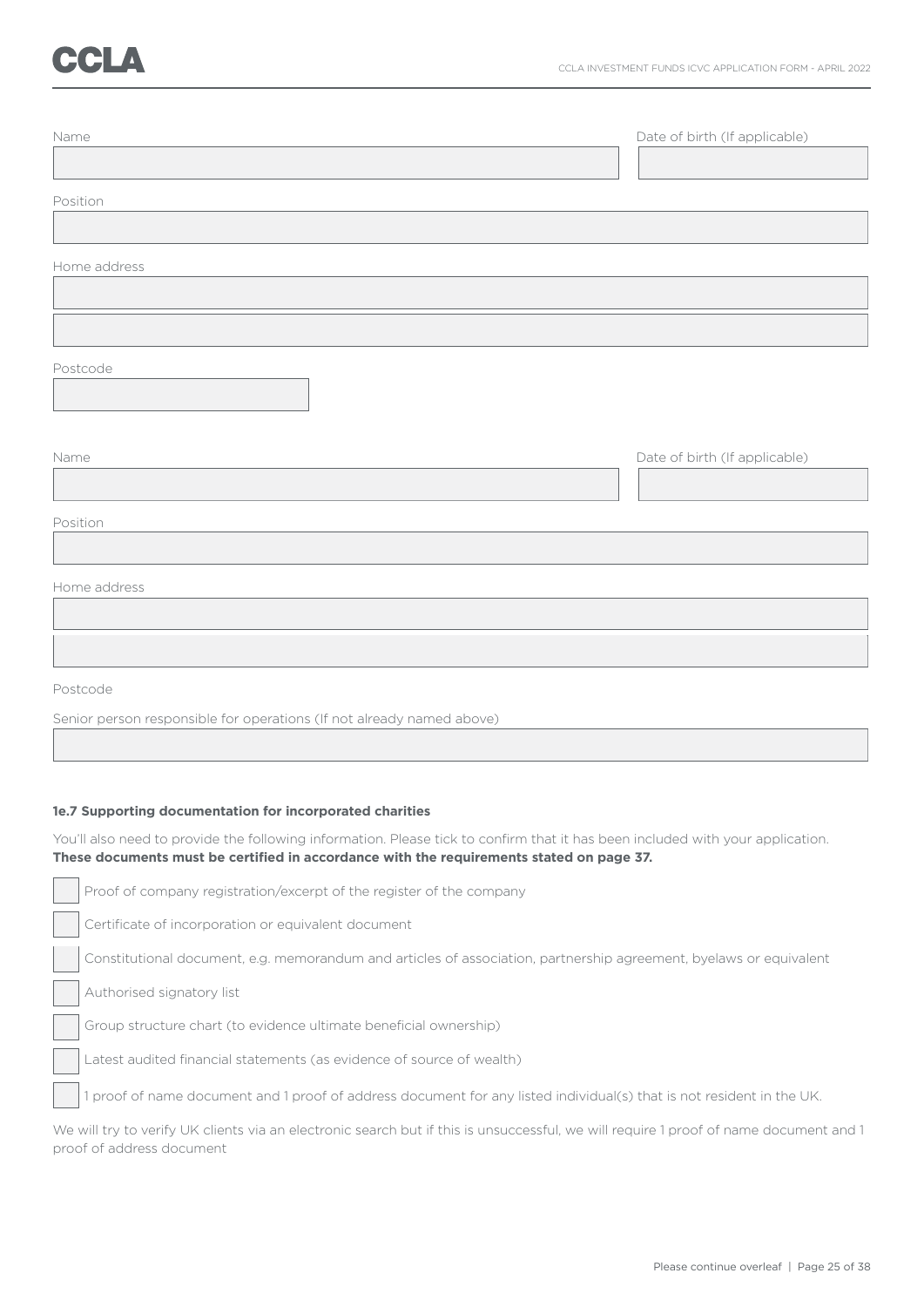Name

Date of birth (If applicable)

Position

Home address

Postcode

Name

Date of birth (If applicable)

Position

Home address

Postcode

Senior person responsible for operations (If not already named above)

**1e.7 Supporting documentation for incorporated charities**

You'll also need to provide the following information. Please tick to confirm that it has been included with your application. **These documents must be certified in accordance with the requirements stated on page 37.**

- [ ] Proof of company registration/excerpt of the register of the company
- [ ] Certificate of incorporation or equivalent document
- [ ] Constitutional document, e.g. memorandum and articles of association, partnership agreement, byelaws or equivalent
- [ ] Authorised signatory list
- [ ] Group structure chart (to evidence ultimate beneficial ownership)
- [ ] Latest audited financial statements (as evidence of source of wealth)
- [ ] 1 proof of name document and 1 proof of address document for any listed individual(s) that is not resident in the UK.

We will try to verify UK clients via an electronic search but if this is unsuccessful, we will require 1 proof of name document and 1 proof of address document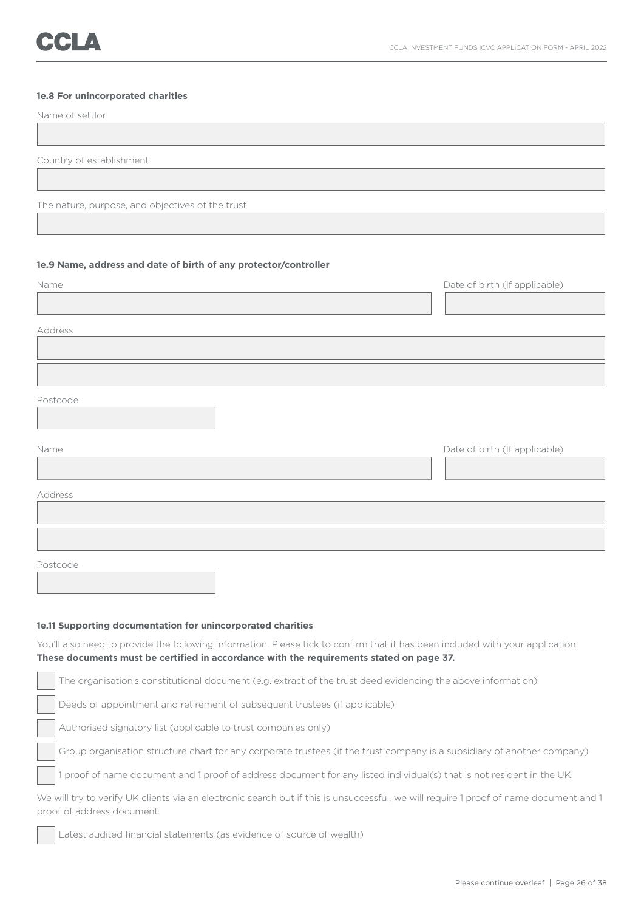### 1e.8 For unincorporated charities

Name of settlor

Country of establishment

The nature, purpose, and objectives of the trust

### 1e.9 Name, address and date of birth of any protector/controller

Name

Date of birth (If applicable)

Address

Postcode

Name

Date of birth (If applicable)

Address

Postcode

### 1e.11 Supporting documentation for unincorporated charities

You'll also need to provide the following information. Please tick to confirm that it has been included with your application. **These documents must be certified in accordance with the requirements stated on page 37.**

- ☐ The organisation's constitutional document (e.g. extract of the trust deed evidencing the above information)
- ☐ Deeds of appointment and retirement of subsequent trustees (if applicable)
- ☐ Authorised signatory list (applicable to trust companies only)
- ☐ Group organisation structure chart for any corporate trustees (if the trust company is a subsidiary of another company)
- ☐ 1 proof of name document and 1 proof of address document for any listed individual(s) that is not resident in the UK.

We will try to verify UK clients via an electronic search but if this is unsuccessful, we will require 1 proof of name document and 1 proof of address document.

- ☐ Latest audited financial statements (as evidence of source of wealth)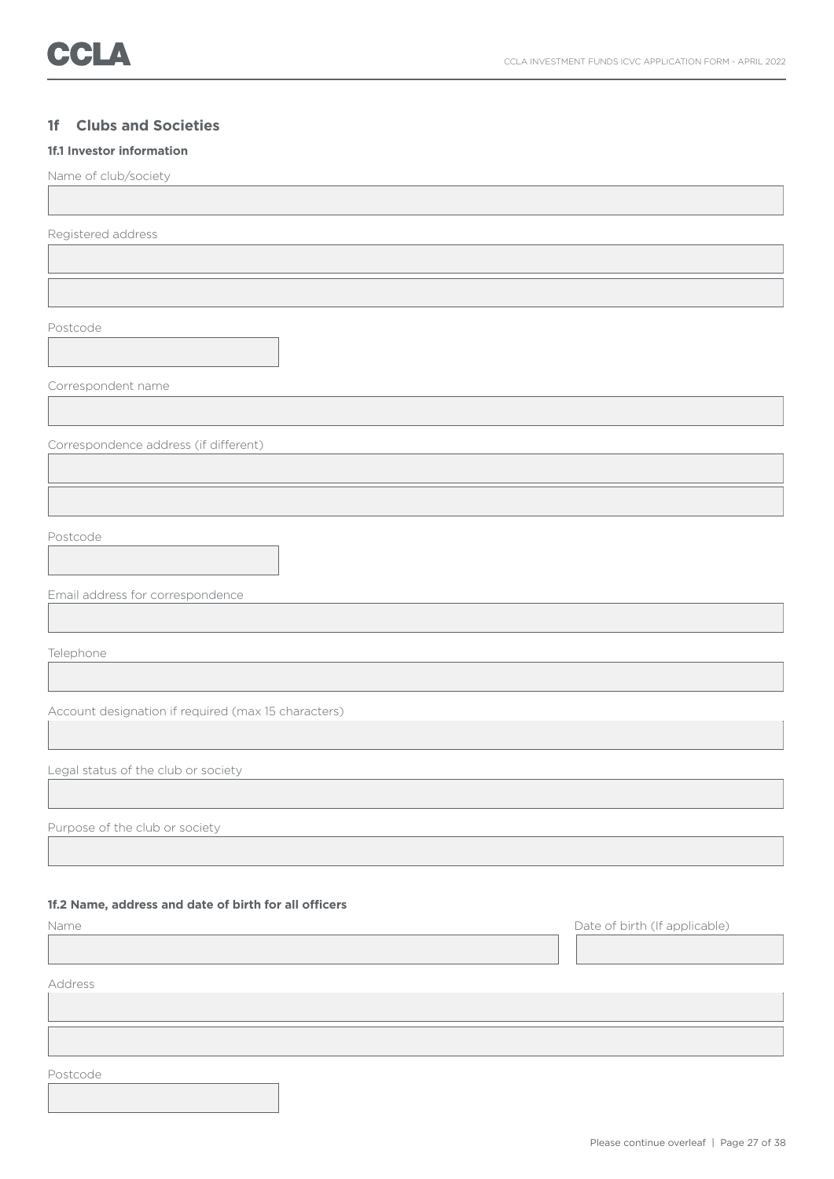## 1f Clubs and Societies

### 1f.1 Investor information

Name of club/society

Registered address

Postcode

Correspondent name

Correspondence address (if different)

Postcode

Email address for correspondence

Telephone

Account designation if required (max 15 characters)

Legal status of the club or society

Purpose of the club or society

### 1f.2 Name, address and date of birth for all officers

Name

Date of birth (If applicable)

Address

Postcode

Please continue overleaf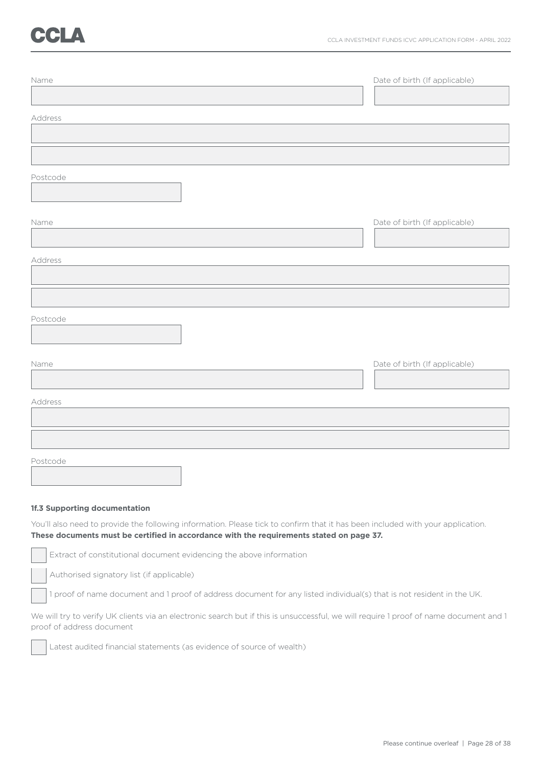Name

Date of birth (If applicable)

Address

Postcode

Name

Date of birth (If applicable)

Address

Postcode

Name

Date of birth (If applicable)

Address

Postcode

**1f.3 Supporting documentation**

You'll also need to provide the following information. Please tick to confirm that it has been included with your application. **These documents must be certified in accordance with the requirements stated on page 37.**

- [ ] Extract of constitutional document evidencing the above information
- [ ] Authorised signatory list (if applicable)
- [ ] 1 proof of name document and 1 proof of address document for any listed individual(s) that is not resident in the UK.

We will try to verify UK clients via an electronic search but if this is unsuccessful, we will require 1 proof of name document and 1 proof of address document

- [ ] Latest audited financial statements (as evidence of source of wealth)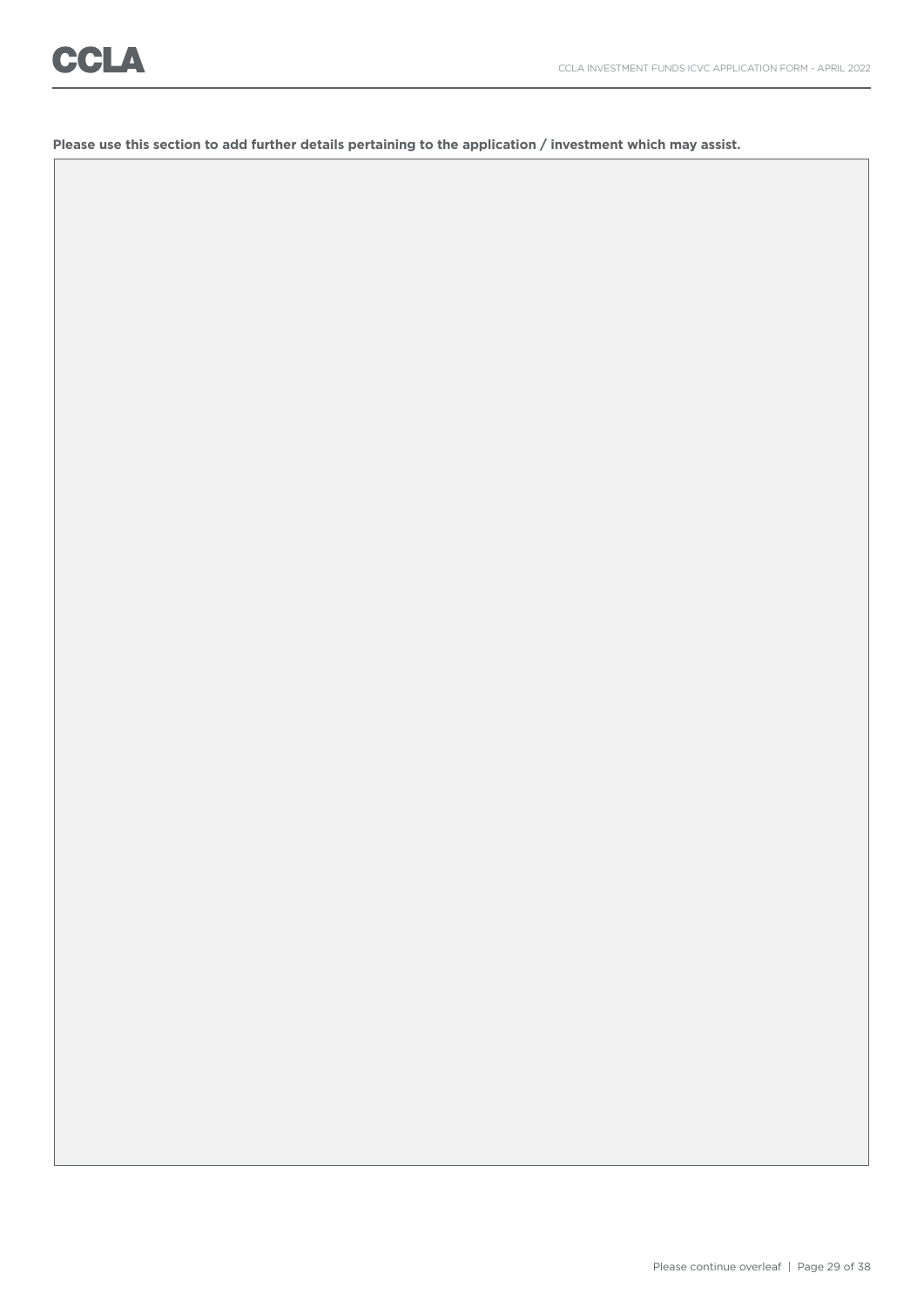**Please use this section to add further details pertaining to the application / investment which may assist.**

Please continue overleaf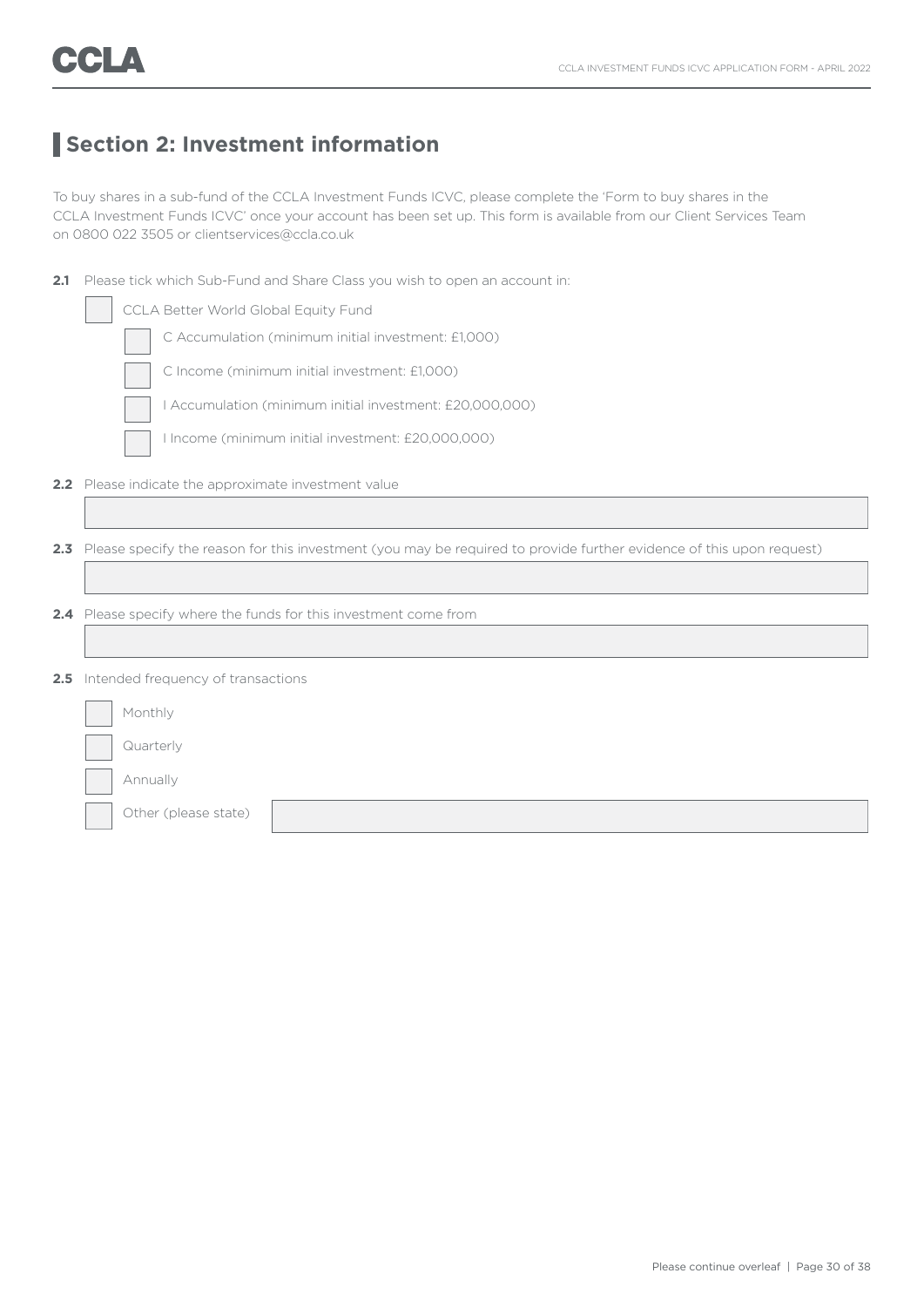## Section 2: Investment information

To buy shares in a sub-fund of the CCLA Investment Funds ICVC, please complete the 'Form to buy shares in the CCLA Investment Funds ICVC' once your account has been set up. This form is available from our Client Services Team on 0800 022 3505 or clientservices@ccla.co.uk

**2.1** Please tick which Sub-Fund and Share Class you wish to open an account in:

- ☐ CCLA Better World Global Equity Fund
  - ☐ C Accumulation (minimum initial investment: £1,000)
  - ☐ C Income (minimum initial investment: £1,000)
  - ☐ I Accumulation (minimum initial investment: £20,000,000)
  - ☐ I Income (minimum initial investment: £20,000,000)

**2.2** Please indicate the approximate investment value

**2.3** Please specify the reason for this investment (you may be required to provide further evidence of this upon request)

**2.4** Please specify where the funds for this investment come from

**2.5** Intended frequency of transactions

- ☐ Monthly
- ☐ Quarterly
- ☐ Annually
- ☐ Other (please state)

Please continue overleaf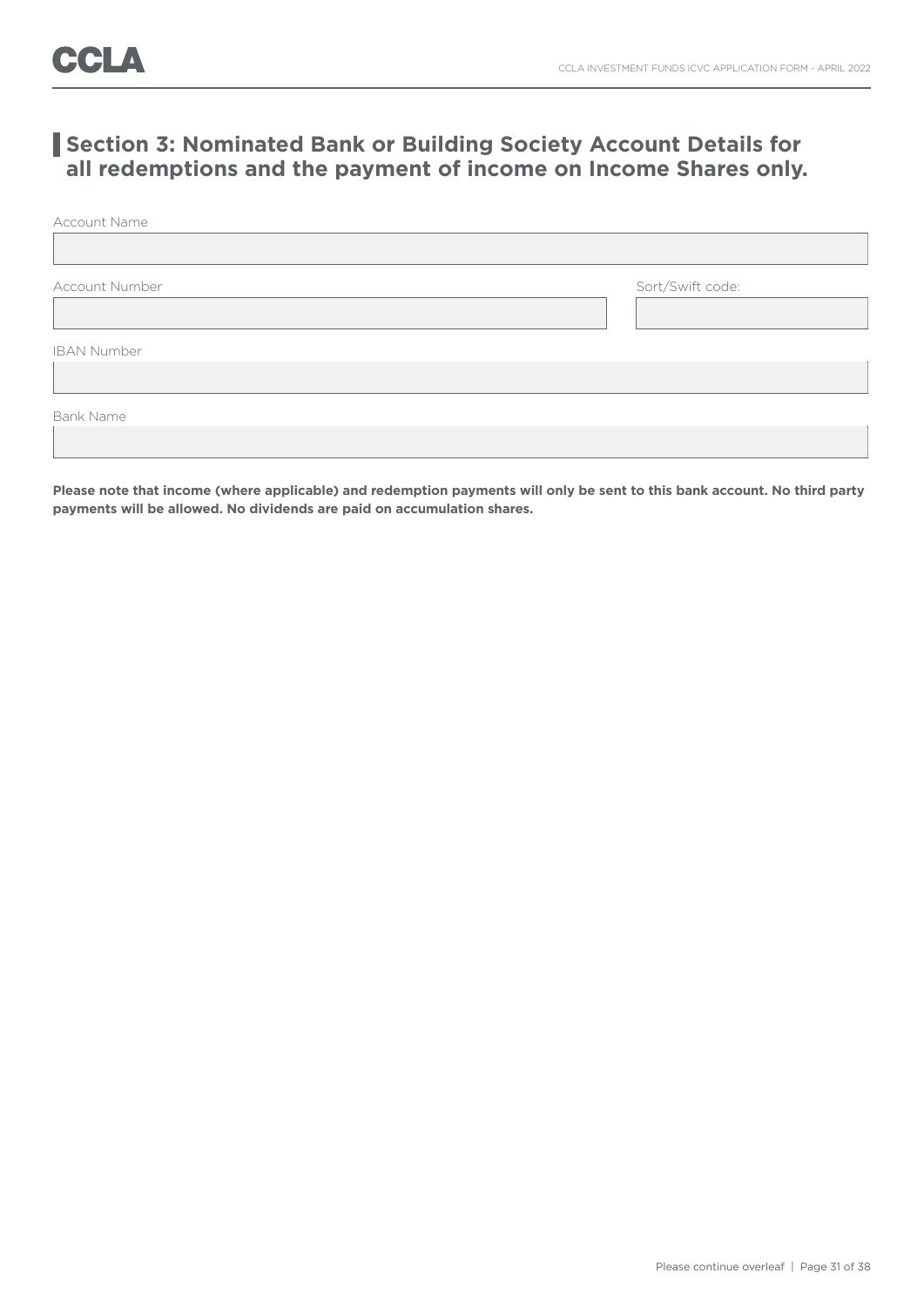## Section 3: Nominated Bank or Building Society Account Details for all redemptions and the payment of income on Income Shares only.

Account Name

Account Number

Sort/Swift code:

IBAN Number

Bank Name

**Please note that income (where applicable) and redemption payments will only be sent to this bank account. No third party payments will be allowed. No dividends are paid on accumulation shares.**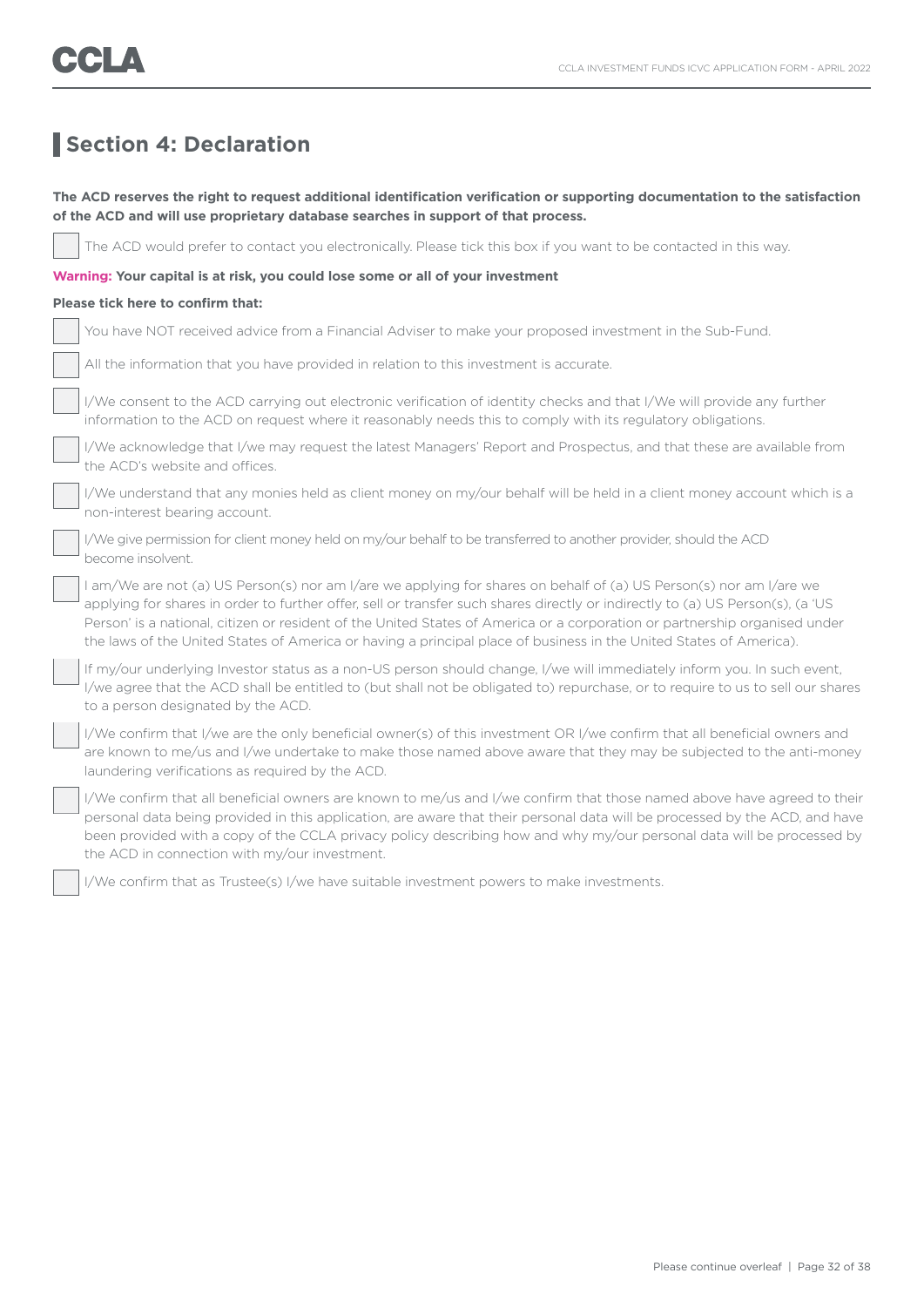## Section 4: Declaration

**The ACD reserves the right to request additional identification verification or supporting documentation to the satisfaction of the ACD and will use proprietary database searches in support of that process.**

☐ The ACD would prefer to contact you electronically. Please tick this box if you want to be contacted in this way.

**Warning: Your capital is at risk, you could lose some or all of your investment**

**Please tick here to confirm that:**

☐ You have NOT received advice from a Financial Adviser to make your proposed investment in the Sub-Fund.

☐ All the information that you have provided in relation to this investment is accurate.

☐ I/We consent to the ACD carrying out electronic verification of identity checks and that I/We will provide any further information to the ACD on request where it reasonably needs this to comply with its regulatory obligations.

☐ I/We acknowledge that I/we may request the latest Managers' Report and Prospectus, and that these are available from the ACD's website and offices.

☐ I/We understand that any monies held as client money on my/our behalf will be held in a client money account which is a non-interest bearing account.

☐ I/We give permission for client money held on my/our behalf to be transferred to another provider, should the ACD become insolvent.

☐ I am/We are not (a) US Person(s) nor am I/are we applying for shares on behalf of (a) US Person(s) nor am I/are we applying for shares in order to further offer, sell or transfer such shares directly or indirectly to (a) US Person(s), (a 'US Person' is a national, citizen or resident of the United States of America or a corporation or partnership organised under the laws of the United States of America or having a principal place of business in the United States of America).

☐ If my/our underlying Investor status as a non-US person should change, I/we will immediately inform you. In such event, I/we agree that the ACD shall be entitled to (but shall not be obligated to) repurchase, or to require to us to sell our shares to a person designated by the ACD.

☐ I/We confirm that I/we are the only beneficial owner(s) of this investment OR I/we confirm that all beneficial owners and are known to me/us and I/we undertake to make those named above aware that they may be subjected to the anti-money laundering verifications as required by the ACD.

☐ I/We confirm that all beneficial owners are known to me/us and I/we confirm that those named above have agreed to their personal data being provided in this application, are aware that their personal data will be processed by the ACD, and have been provided with a copy of the CCLA privacy policy describing how and why my/our personal data will be processed by the ACD in connection with my/our investment.

☐ I/We confirm that as Trustee(s) I/we have suitable investment powers to make investments.

Please continue overleaf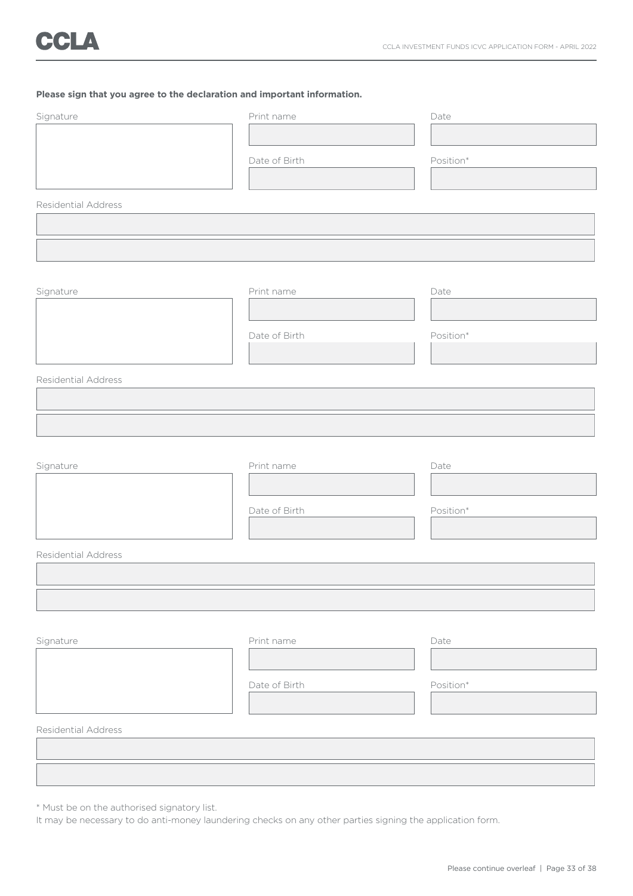**Please sign that you agree to the declaration and important information.**

Signature

Print name

Date

Date of Birth

Position*

Residential Address

Signature

Print name

Date

Date of Birth

Position*

Residential Address

Signature

Print name

Date

Date of Birth

Position*

Residential Address

Signature

Print name

Date

Date of Birth

Position*

Residential Address

* Must be on the authorised signatory list.

It may be necessary to do anti-money laundering checks on any other parties signing the application form.

Please continue overleaf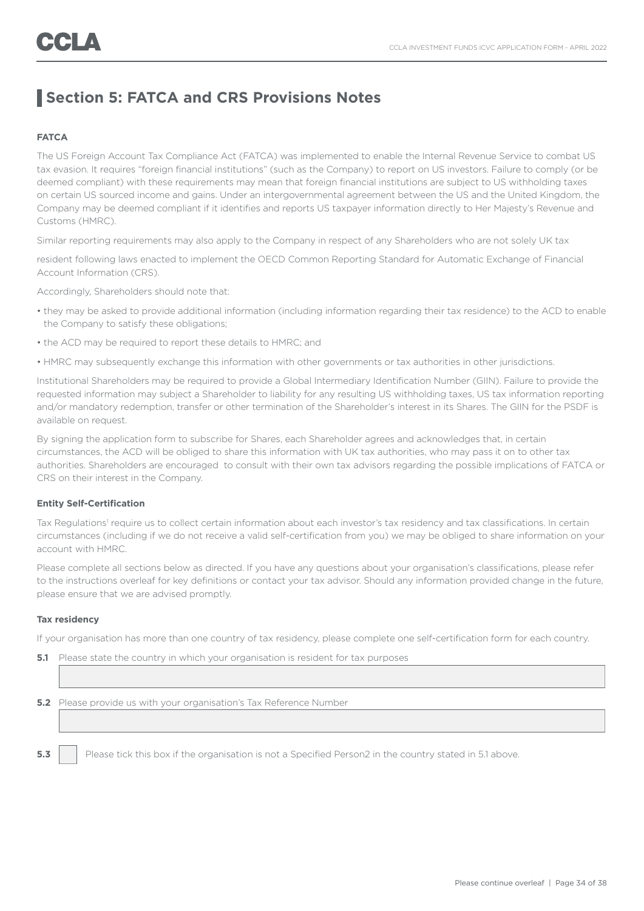## Section 5: FATCA and CRS Provisions Notes

**FATCA**

The US Foreign Account Tax Compliance Act (FATCA) was implemented to enable the Internal Revenue Service to combat US tax evasion. It requires "foreign financial institutions" (such as the Company) to report on US investors. Failure to comply (or be deemed compliant) with these requirements may mean that foreign financial institutions are subject to US withholding taxes on certain US sourced income and gains. Under an intergovernmental agreement between the US and the United Kingdom, the Company may be deemed compliant if it identifies and reports US taxpayer information directly to Her Majesty's Revenue and Customs (HMRC).

Similar reporting requirements may also apply to the Company in respect of any Shareholders who are not solely UK tax resident following laws enacted to implement the OECD Common Reporting Standard for Automatic Exchange of Financial Account Information (CRS).

Accordingly, Shareholders should note that:

- they may be asked to provide additional information (including information regarding their tax residence) to the ACD to enable the Company to satisfy these obligations;
- the ACD may be required to report these details to HMRC; and
- HMRC may subsequently exchange this information with other governments or tax authorities in other jurisdictions.

Institutional Shareholders may be required to provide a Global Intermediary Identification Number (GIIN). Failure to provide the requested information may subject a Shareholder to liability for any resulting US withholding taxes, US tax information reporting and/or mandatory redemption, transfer or other termination of the Shareholder's interest in its Shares. The GIIN for the PSDF is available on request.

By signing the application form to subscribe for Shares, each Shareholder agrees and acknowledges that, in certain circumstances, the ACD will be obliged to share this information with UK tax authorities, who may pass it on to other tax authorities. Shareholders are encouraged to consult with their own tax advisors regarding the possible implications of FATCA or CRS on their interest in the Company.

**Entity Self-Certification**

Tax Regulations[1] require us to collect certain information about each investor's tax residency and tax classifications. In certain circumstances (including if we do not receive a valid self-certification from you) we may be obliged to share information on your account with HMRC.

Please complete all sections below as directed. If you have any questions about your organisation's classifications, please refer to the instructions overleaf for key definitions or contact your tax advisor. Should any information provided change in the future, please ensure that we are advised promptly.

**Tax residency**

If your organisation has more than one country of tax residency, please complete one self-certification form for each country.

**5.1** Please state the country in which your organisation is resident for tax purposes

**5.2** Please provide us with your organisation's Tax Reference Number

**5.3** ☐ Please tick this box if the organisation is not a Specified Person2 in the country stated in 5.1 above.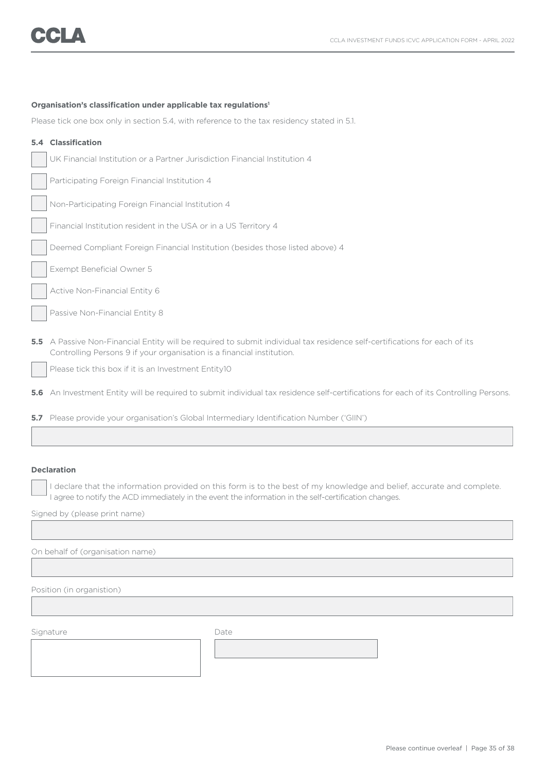**Organisation's classification under applicable tax regulations**[1]

Please tick one box only in section 5.4, with reference to the tax residency stated in 5.1.

**5.4 Classification**

- [ ] UK Financial Institution or a Partner Jurisdiction Financial Institution 4
- [ ] Participating Foreign Financial Institution 4
- [ ] Non-Participating Foreign Financial Institution 4
- [ ] Financial Institution resident in the USA or in a US Territory 4
- [ ] Deemed Compliant Foreign Financial Institution (besides those listed above) 4
- [ ] Exempt Beneficial Owner 5
- [ ] Active Non-Financial Entity 6
- [ ] Passive Non-Financial Entity 8

**5.5** A Passive Non-Financial Entity will be required to submit individual tax residence self-certifications for each of its Controlling Persons 9 if your organisation is a financial institution.

- [ ] Please tick this box if it is an Investment Entity10

**5.6** An Investment Entity will be required to submit individual tax residence self-certifications for each of its Controlling Persons.

**5.7** Please provide your organisation's Global Intermediary Identification Number ('GIIN')

**Declaration**

- [ ] I declare that the information provided on this form is to the best of my knowledge and belief, accurate and complete. I agree to notify the ACD immediately in the event the information in the self-certification changes.

Signed by (please print name)

On behalf of (organisation name)

Position (in organistion)

Signature

Date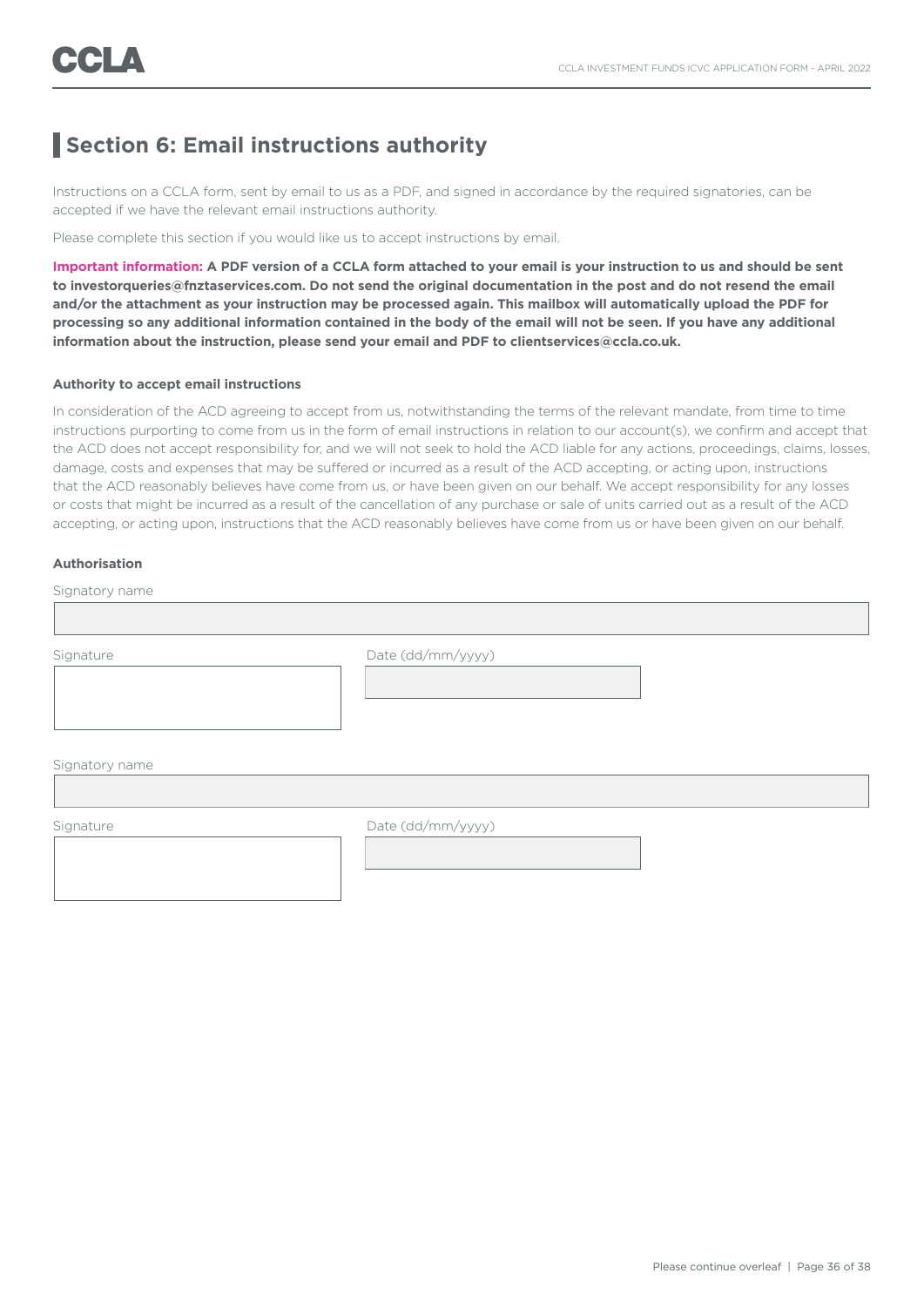## Section 6: Email instructions authority

Instructions on a CCLA form, sent by email to us as a PDF, and signed in accordance by the required signatories, can be accepted if we have the relevant email instructions authority.

Please complete this section if you would like us to accept instructions by email.

**Important information: A PDF version of a CCLA form attached to your email is your instruction to us and should be sent to investorqueries@fnztaservices.com. Do not send the original documentation in the post and do not resend the email and/or the attachment as your instruction may be processed again. This mailbox will automatically upload the PDF for processing so any additional information contained in the body of the email will not be seen. If you have any additional information about the instruction, please send your email and PDF to clientservices@ccla.co.uk.**

#### Authority to accept email instructions

In consideration of the ACD agreeing to accept from us, notwithstanding the terms of the relevant mandate, from time to time instructions purporting to come from us in the form of email instructions in relation to our account(s), we confirm and accept that the ACD does not accept responsibility for, and we will not seek to hold the ACD liable for any actions, proceedings, claims, losses, damage, costs and expenses that may be suffered or incurred as a result of the ACD accepting, or acting upon, instructions that the ACD reasonably believes have come from us, or have been given on our behalf. We accept responsibility for any losses or costs that might be incurred as a result of the cancellation of any purchase or sale of units carried out as a result of the ACD accepting, or acting upon, instructions that the ACD reasonably believes have come from us or have been given on our behalf.

#### Authorisation

Signatory name

Signature

Date (dd/mm/yyyy)

Signatory name

Signature

Date (dd/mm/yyyy)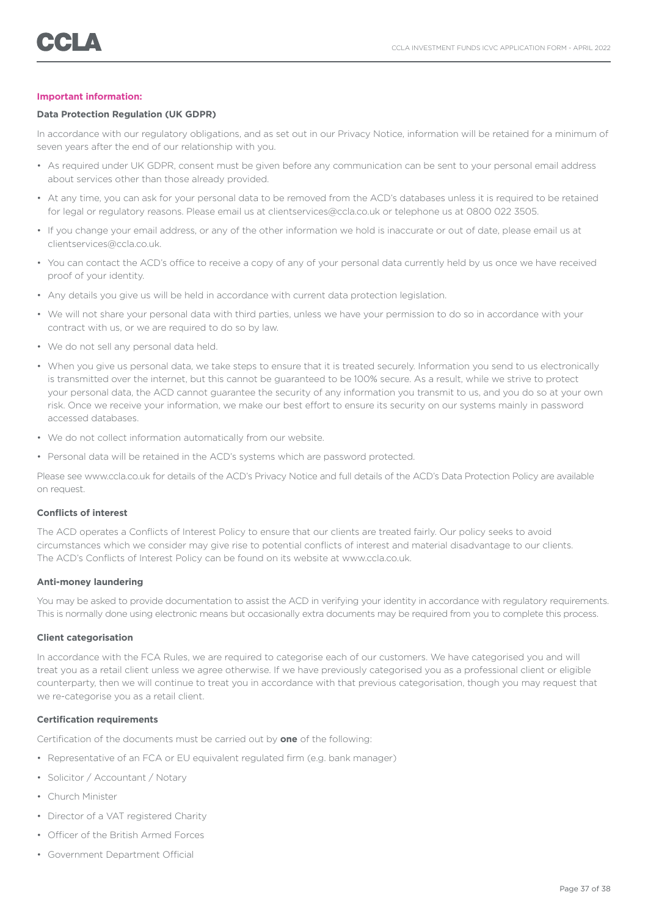**Important information:**

**Data Protection Regulation (UK GDPR)**

In accordance with our regulatory obligations, and as set out in our Privacy Notice, information will be retained for a minimum of seven years after the end of our relationship with you.

- As required under UK GDPR, consent must be given before any communication can be sent to your personal email address about services other than those already provided.
- At any time, you can ask for your personal data to be removed from the ACD's databases unless it is required to be retained for legal or regulatory reasons. Please email us at clientservices@ccla.co.uk or telephone us at 0800 022 3505.
- If you change your email address, or any of the other information we hold is inaccurate or out of date, please email us at clientservices@ccla.co.uk.
- You can contact the ACD's office to receive a copy of any of your personal data currently held by us once we have received proof of your identity.
- Any details you give us will be held in accordance with current data protection legislation.
- We will not share your personal data with third parties, unless we have your permission to do so in accordance with your contract with us, or we are required to do so by law.
- We do not sell any personal data held.
- When you give us personal data, we take steps to ensure that it is treated securely. Information you send to us electronically is transmitted over the internet, but this cannot be guaranteed to be 100% secure. As a result, while we strive to protect your personal data, the ACD cannot guarantee the security of any information you transmit to us, and you do so at your own risk. Once we receive your information, we make our best effort to ensure its security on our systems mainly in password accessed databases.
- We do not collect information automatically from our website.
- Personal data will be retained in the ACD's systems which are password protected.

Please see www.ccla.co.uk for details of the ACD's Privacy Notice and full details of the ACD's Data Protection Policy are available on request.

**Conflicts of interest**

The ACD operates a Conflicts of Interest Policy to ensure that our clients are treated fairly. Our policy seeks to avoid circumstances which we consider may give rise to potential conflicts of interest and material disadvantage to our clients. The ACD's Conflicts of Interest Policy can be found on its website at www.ccla.co.uk.

**Anti-money laundering**

You may be asked to provide documentation to assist the ACD in verifying your identity in accordance with regulatory requirements. This is normally done using electronic means but occasionally extra documents may be required from you to complete this process.

**Client categorisation**

In accordance with the FCA Rules, we are required to categorise each of our customers. We have categorised you and will treat you as a retail client unless we agree otherwise. If we have previously categorised you as a professional client or eligible counterparty, then we will continue to treat you in accordance with that previous categorisation, though you may request that we re-categorise you as a retail client.

**Certification requirements**

Certification of the documents must be carried out by **one** of the following:

- Representative of an FCA or EU equivalent regulated firm (e.g. bank manager)
- Solicitor / Accountant / Notary
- Church Minister
- Director of a VAT registered Charity
- Officer of the British Armed Forces
- Government Department Official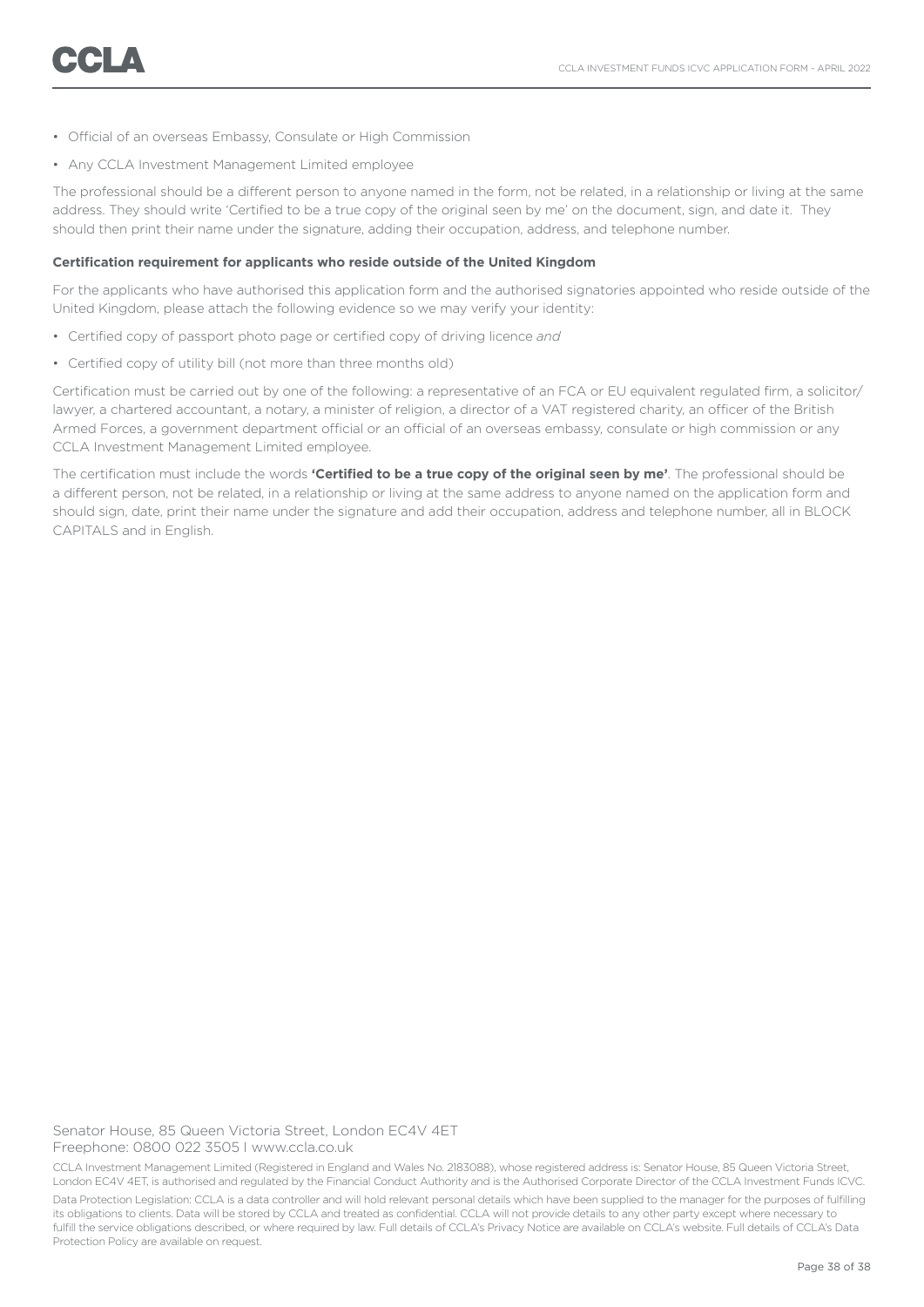- Official of an overseas Embassy, Consulate or High Commission
- Any CCLA Investment Management Limited employee

The professional should be a different person to anyone named in the form, not be related, in a relationship or living at the same address. They should write 'Certified to be a true copy of the original seen by me' on the document, sign, and date it. They should then print their name under the signature, adding their occupation, address, and telephone number.

**Certification requirement for applicants who reside outside of the United Kingdom**

For the applicants who have authorised this application form and the authorised signatories appointed who reside outside of the United Kingdom, please attach the following evidence so we may verify your identity:

- Certified copy of passport photo page or certified copy of driving licence *and*
- Certified copy of utility bill (not more than three months old)

Certification must be carried out by one of the following: a representative of an FCA or EU equivalent regulated firm, a solicitor/lawyer, a chartered accountant, a notary, a minister of religion, a director of a VAT registered charity, an officer of the British Armed Forces, a government department official or an official of an overseas embassy, consulate or high commission or any CCLA Investment Management Limited employee.

The certification must include the words **'Certified to be a true copy of the original seen by me'**. The professional should be a different person, not be related, in a relationship or living at the same address to anyone named on the application form and should sign, date, print their name under the signature and add their occupation, address and telephone number, all in BLOCK CAPITALS and in English.

Senator House, 85 Queen Victoria Street, London EC4V 4ET
Freephone: 0800 022 3505 I www.ccla.co.uk

CCLA Investment Management Limited (Registered in England and Wales No. 2183088), whose registered address is: Senator House, 85 Queen Victoria Street, London EC4V 4ET, is authorised and regulated by the Financial Conduct Authority and is the Authorised Corporate Director of the CCLA Investment Funds ICVC.

Data Protection Legislation: CCLA is a data controller and will hold relevant personal details which have been supplied to the manager for the purposes of fulfilling its obligations to clients. Data will be stored by CCLA and treated as confidential. CCLA will not provide details to any other party except where necessary to fulfill the service obligations described, or where required by law. Full details of CCLA's Privacy Notice are available on CCLA's website. Full details of CCLA's Data Protection Policy are available on request.